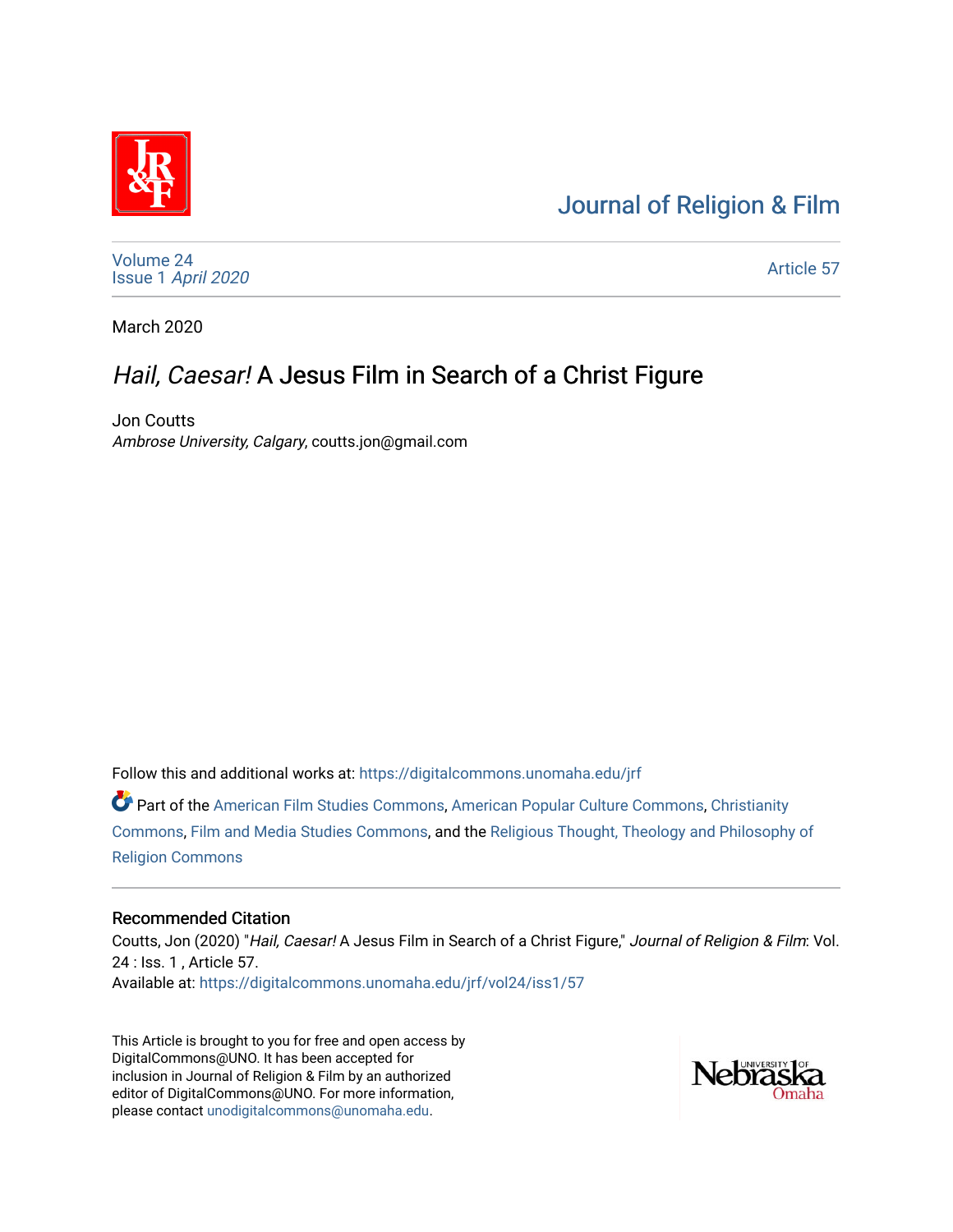# Journal of Religion & Film

Volume 24
Issue 1 *April 2020*

Article 57

March 2020

## *Hail, Caesar!* A Jesus Film in Search of a Christ Figure

Jon Coutts
*Ambrose University, Calgary*, coutts.jon@gmail.com

Follow this and additional works at: https://digitalcommons.unomaha.edu/jrf

Part of the American Film Studies Commons, American Popular Culture Commons, Christianity Commons, Film and Media Studies Commons, and the Religious Thought, Theology and Philosophy of Religion Commons

### Recommended Citation

Coutts, Jon (2020) "*Hail, Caesar!* A Jesus Film in Search of a Christ Figure," *Journal of Religion & Film*: Vol. 24 : Iss. 1 , Article 57.
Available at: https://digitalcommons.unomaha.edu/jrf/vol24/iss1/57

This Article is brought to you for free and open access by DigitalCommons@UNO. It has been accepted for inclusion in Journal of Religion & Film by an authorized editor of DigitalCommons@UNO. For more information, please contact unodigitalcommons@unomaha.edu.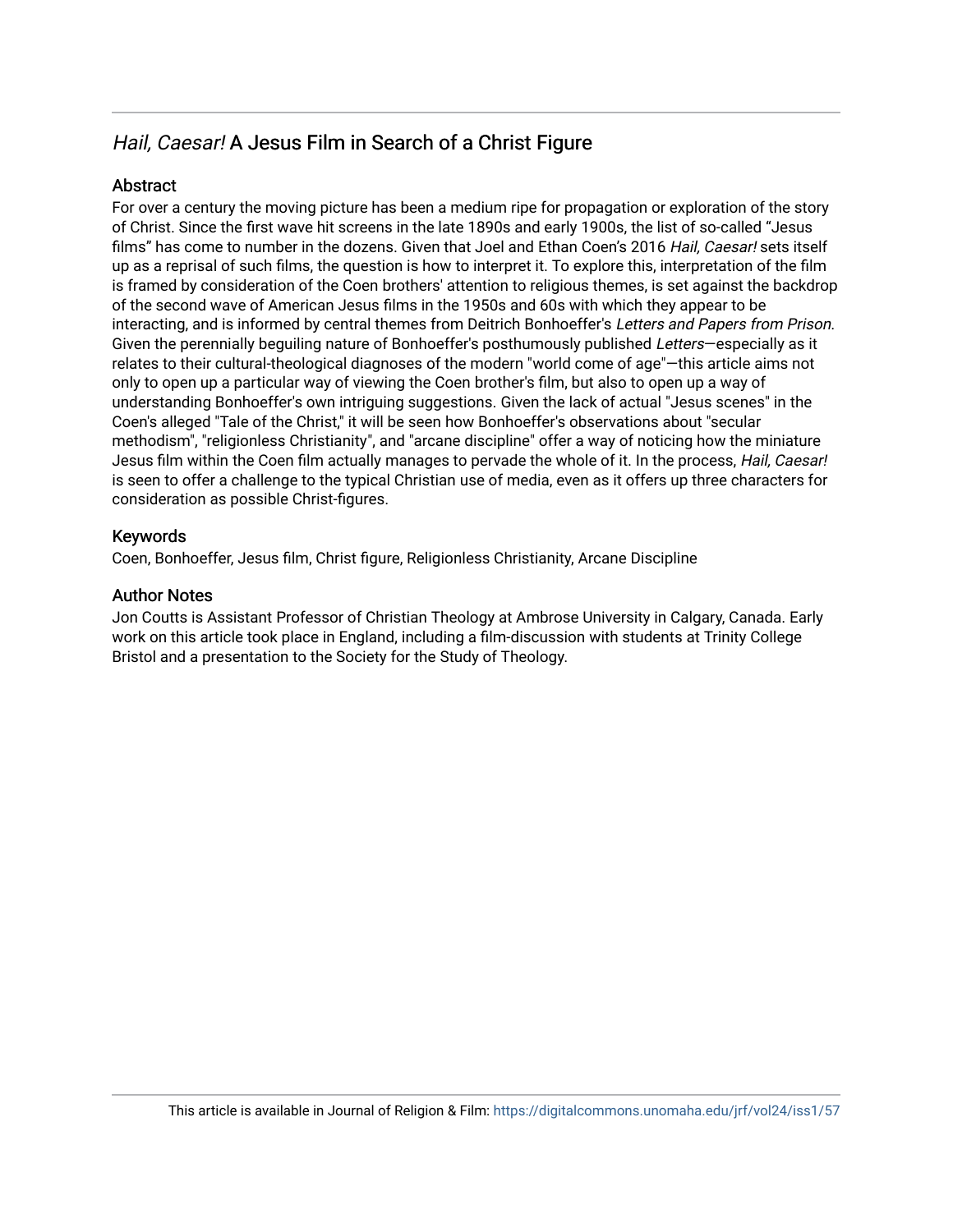## *Hail, Caesar!* A Jesus Film in Search of a Christ Figure

### Abstract

For over a century the moving picture has been a medium ripe for propagation or exploration of the story of Christ. Since the first wave hit screens in the late 1890s and early 1900s, the list of so-called “Jesus films” has come to number in the dozens. Given that Joel and Ethan Coen’s 2016 *Hail, Caesar!* sets itself up as a reprisal of such films, the question is how to interpret it. To explore this, interpretation of the film is framed by consideration of the Coen brothers' attention to religious themes, is set against the backdrop of the second wave of American Jesus films in the 1950s and 60s with which they appear to be interacting, and is informed by central themes from Deitrich Bonhoeffer's *Letters and Papers from Prison*. Given the perennially beguiling nature of Bonhoeffer's posthumously published *Letters*—especially as it relates to their cultural-theological diagnoses of the modern "world come of age"—this article aims not only to open up a particular way of viewing the Coen brother's film, but also to open up a way of understanding Bonhoeffer's own intriguing suggestions. Given the lack of actual "Jesus scenes" in the Coen's alleged "Tale of the Christ," it will be seen how Bonhoeffer's observations about "secular methodism", "religionless Christianity", and "arcane discipline" offer a way of noticing how the miniature Jesus film within the Coen film actually manages to pervade the whole of it. In the process, *Hail, Caesar!* is seen to offer a challenge to the typical Christian use of media, even as it offers up three characters for consideration as possible Christ-figures.

### Keywords

Coen, Bonhoeffer, Jesus film, Christ figure, Religionless Christianity, Arcane Discipline

### Author Notes

Jon Coutts is Assistant Professor of Christian Theology at Ambrose University in Calgary, Canada. Early work on this article took place in England, including a film-discussion with students at Trinity College Bristol and a presentation to the Society for the Study of Theology.

This article is available in Journal of Religion & Film: https://digitalcommons.unomaha.edu/jrf/vol24/iss1/57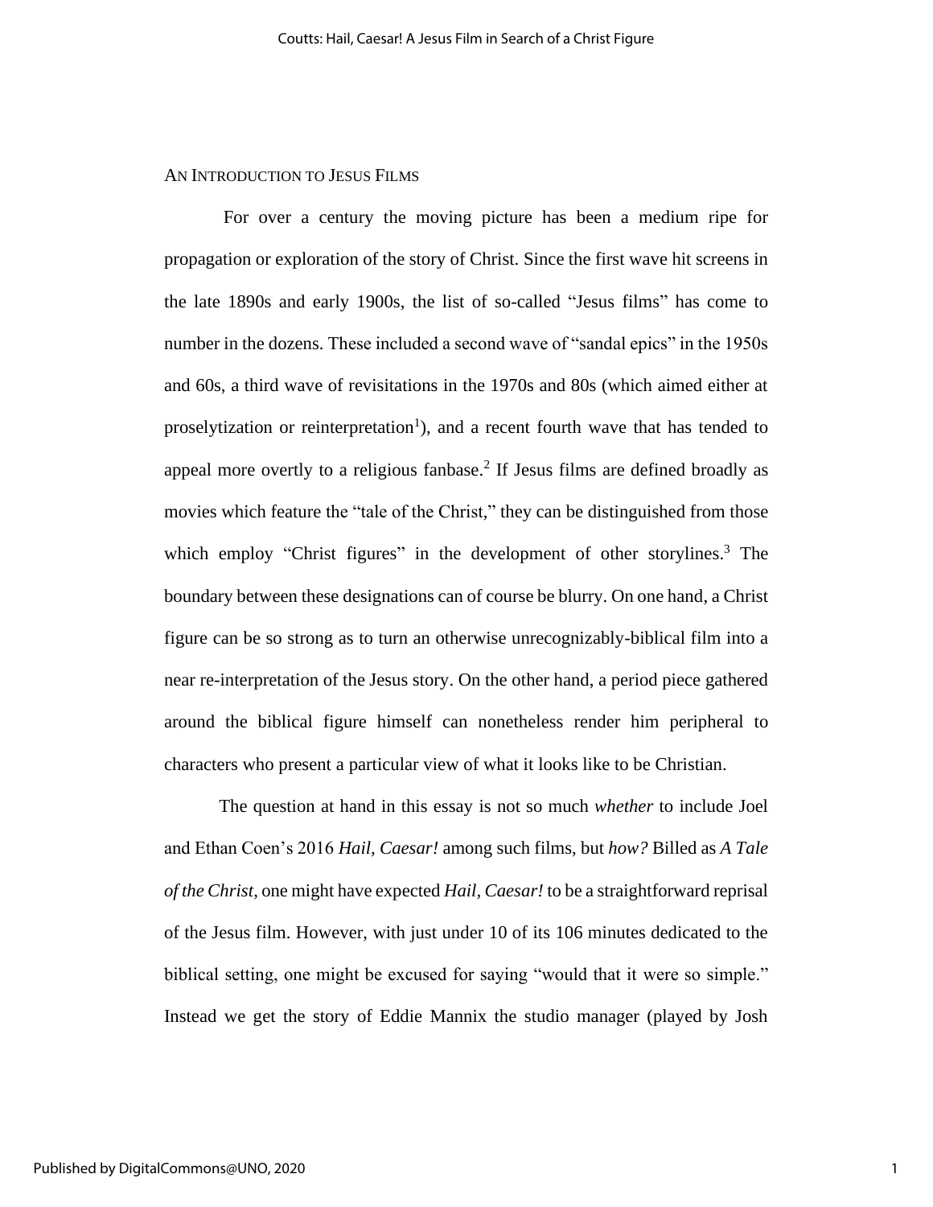## An Introduction to Jesus Films

For over a century the moving picture has been a medium ripe for propagation or exploration of the story of Christ. Since the first wave hit screens in the late 1890s and early 1900s, the list of so-called "Jesus films" has come to number in the dozens. These included a second wave of "sandal epics" in the 1950s and 60s, a third wave of revisitations in the 1970s and 80s (which aimed either at proselytization or reinterpretation[1]), and a recent fourth wave that has tended to appeal more overtly to a religious fanbase.[2] If Jesus films are defined broadly as movies which feature the "tale of the Christ," they can be distinguished from those which employ "Christ figures" in the development of other storylines.[3] The boundary between these designations can of course be blurry. On one hand, a Christ figure can be so strong as to turn an otherwise unrecognizably-biblical film into a near re-interpretation of the Jesus story. On the other hand, a period piece gathered around the biblical figure himself can nonetheless render him peripheral to characters who present a particular view of what it looks like to be Christian.

The question at hand in this essay is not so much *whether* to include Joel and Ethan Coen's 2016 *Hail, Caesar!* among such films, but *how?* Billed as *A Tale of the Christ*, one might have expected *Hail, Caesar!* to be a straightforward reprisal of the Jesus film. However, with just under 10 of its 106 minutes dedicated to the biblical setting, one might be excused for saying "would that it were so simple." Instead we get the story of Eddie Mannix the studio manager (played by Josh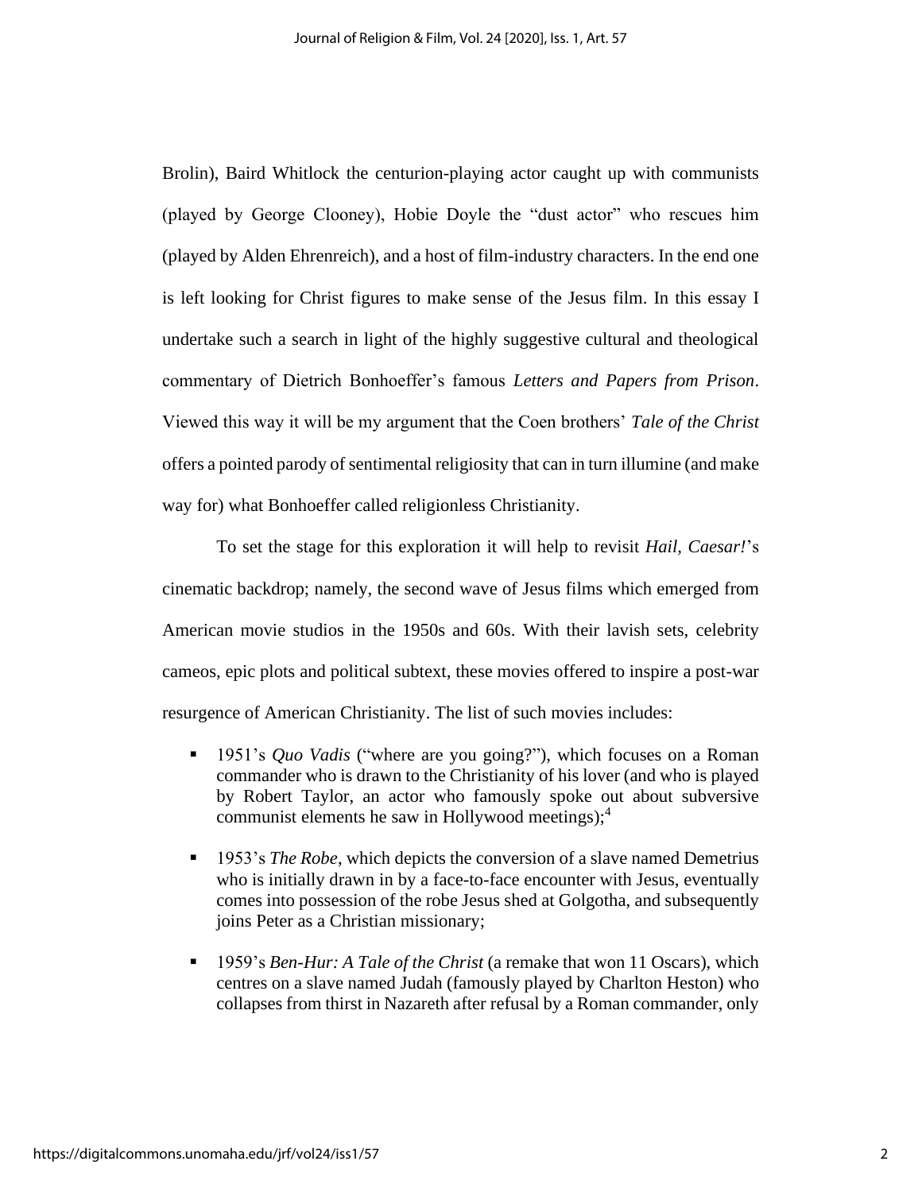Brolin), Baird Whitlock the centurion-playing actor caught up with communists (played by George Clooney), Hobie Doyle the "dust actor" who rescues him (played by Alden Ehrenreich), and a host of film-industry characters. In the end one is left looking for Christ figures to make sense of the Jesus film. In this essay I undertake such a search in light of the highly suggestive cultural and theological commentary of Dietrich Bonhoeffer's famous *Letters and Papers from Prison*. Viewed this way it will be my argument that the Coen brothers' *Tale of the Christ* offers a pointed parody of sentimental religiosity that can in turn illumine (and make way for) what Bonhoeffer called religionless Christianity.

To set the stage for this exploration it will help to revisit *Hail, Caesar!*'s cinematic backdrop; namely, the second wave of Jesus films which emerged from American movie studios in the 1950s and 60s. With their lavish sets, celebrity cameos, epic plots and political subtext, these movies offered to inspire a post-war resurgence of American Christianity. The list of such movies includes:

- 1951's *Quo Vadis* ("where are you going?"), which focuses on a Roman commander who is drawn to the Christianity of his lover (and who is played by Robert Taylor, an actor who famously spoke out about subversive communist elements he saw in Hollywood meetings);[4]
- 1953's *The Robe*, which depicts the conversion of a slave named Demetrius who is initially drawn in by a face-to-face encounter with Jesus, eventually comes into possession of the robe Jesus shed at Golgotha, and subsequently joins Peter as a Christian missionary;
- 1959's *Ben-Hur: A Tale of the Christ* (a remake that won 11 Oscars), which centres on a slave named Judah (famously played by Charlton Heston) who collapses from thirst in Nazareth after refusal by a Roman commander, only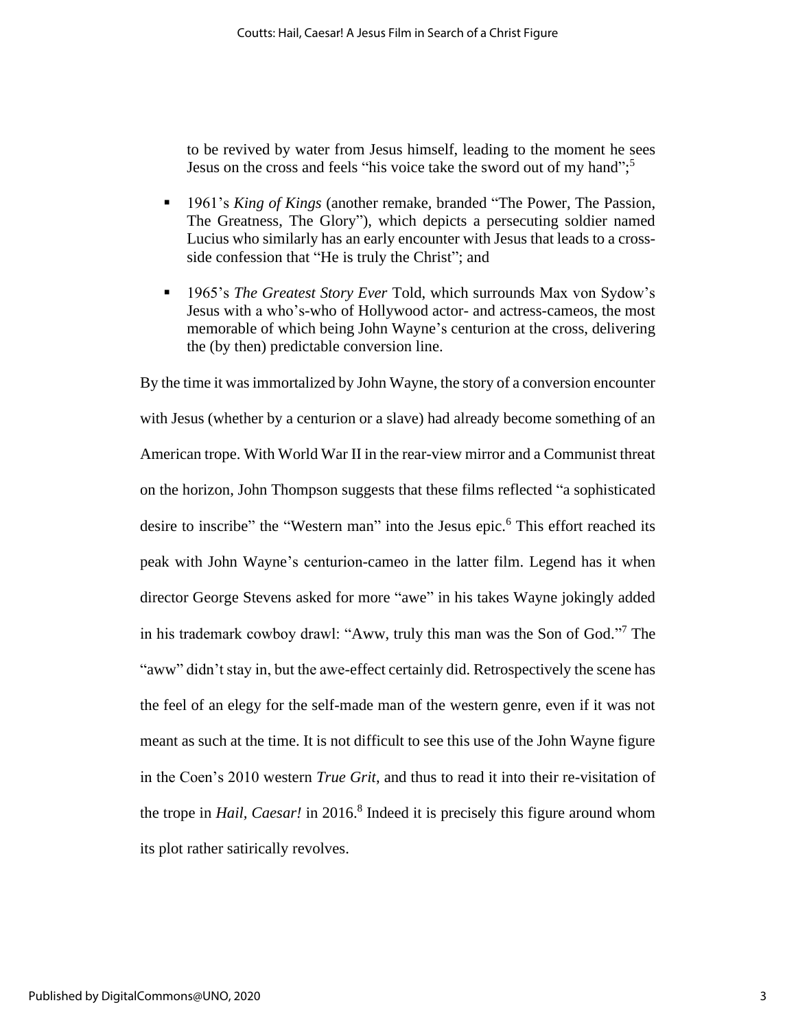to be revived by water from Jesus himself, leading to the moment he sees Jesus on the cross and feels "his voice take the sword out of my hand";[5]

- 1961's *King of Kings* (another remake, branded "The Power, The Passion, The Greatness, The Glory"), which depicts a persecuting soldier named Lucius who similarly has an early encounter with Jesus that leads to a cross-side confession that "He is truly the Christ"; and
- 1965's *The Greatest Story Ever* Told, which surrounds Max von Sydow's Jesus with a who's-who of Hollywood actor- and actress-cameos, the most memorable of which being John Wayne's centurion at the cross, delivering the (by then) predictable conversion line.

By the time it was immortalized by John Wayne, the story of a conversion encounter with Jesus (whether by a centurion or a slave) had already become something of an American trope. With World War II in the rear-view mirror and a Communist threat on the horizon, John Thompson suggests that these films reflected "a sophisticated desire to inscribe" the "Western man" into the Jesus epic.[6] This effort reached its peak with John Wayne's centurion-cameo in the latter film. Legend has it when director George Stevens asked for more "awe" in his takes Wayne jokingly added in his trademark cowboy drawl: "Aww, truly this man was the Son of God."[7] The "aww" didn't stay in, but the awe-effect certainly did. Retrospectively the scene has the feel of an elegy for the self-made man of the western genre, even if it was not meant as such at the time. It is not difficult to see this use of the John Wayne figure in the Coen's 2010 western *True Grit*, and thus to read it into their re-visitation of the trope in *Hail, Caesar!* in 2016.[8] Indeed it is precisely this figure around whom its plot rather satirically revolves.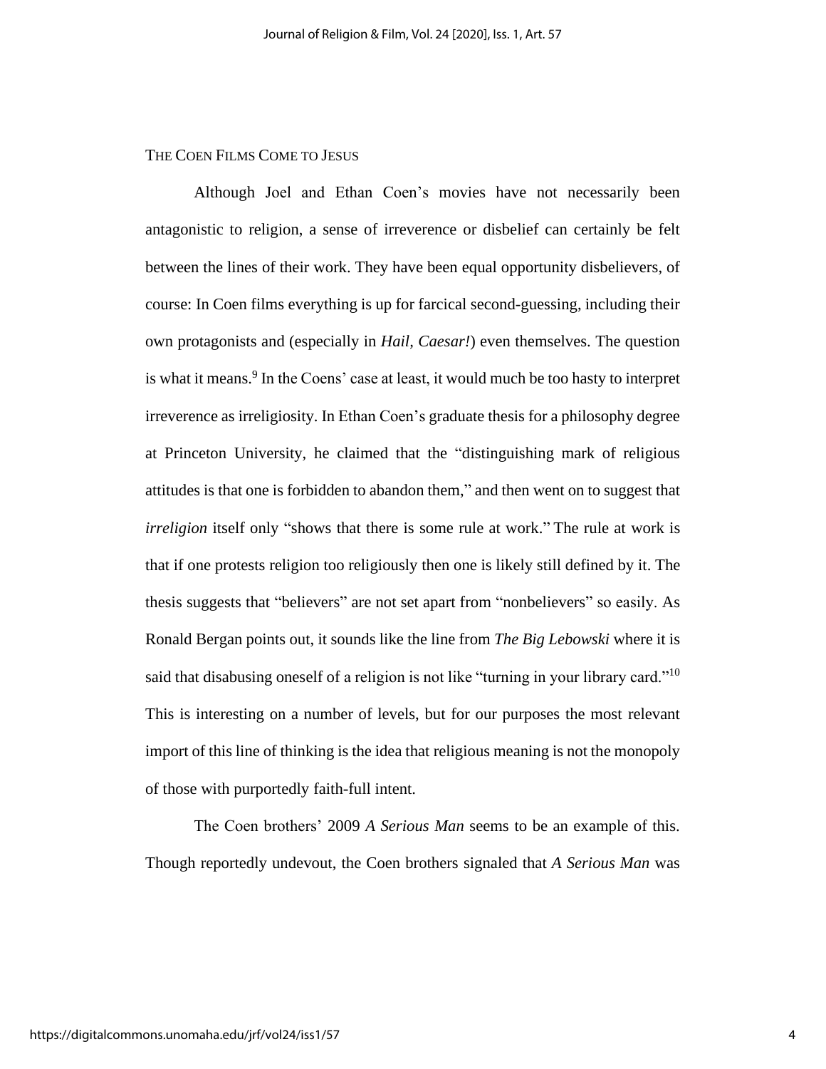## THE COEN FILMS COME TO JESUS

Although Joel and Ethan Coen's movies have not necessarily been antagonistic to religion, a sense of irreverence or disbelief can certainly be felt between the lines of their work. They have been equal opportunity disbelievers, of course: In Coen films everything is up for farcical second-guessing, including their own protagonists and (especially in *Hail, Caesar!*) even themselves. The question is what it means.[9] In the Coens' case at least, it would much be too hasty to interpret irreverence as irreligiosity. In Ethan Coen's graduate thesis for a philosophy degree at Princeton University, he claimed that the "distinguishing mark of religious attitudes is that one is forbidden to abandon them," and then went on to suggest that *irreligion* itself only "shows that there is some rule at work." The rule at work is that if one protests religion too religiously then one is likely still defined by it. The thesis suggests that "believers" are not set apart from "nonbelievers" so easily. As Ronald Bergan points out, it sounds like the line from *The Big Lebowski* where it is said that disabusing oneself of a religion is not like "turning in your library card."[10] This is interesting on a number of levels, but for our purposes the most relevant import of this line of thinking is the idea that religious meaning is not the monopoly of those with purportedly faith-full intent.

The Coen brothers' 2009 *A Serious Man* seems to be an example of this. Though reportedly undevout, the Coen brothers signaled that *A Serious Man* was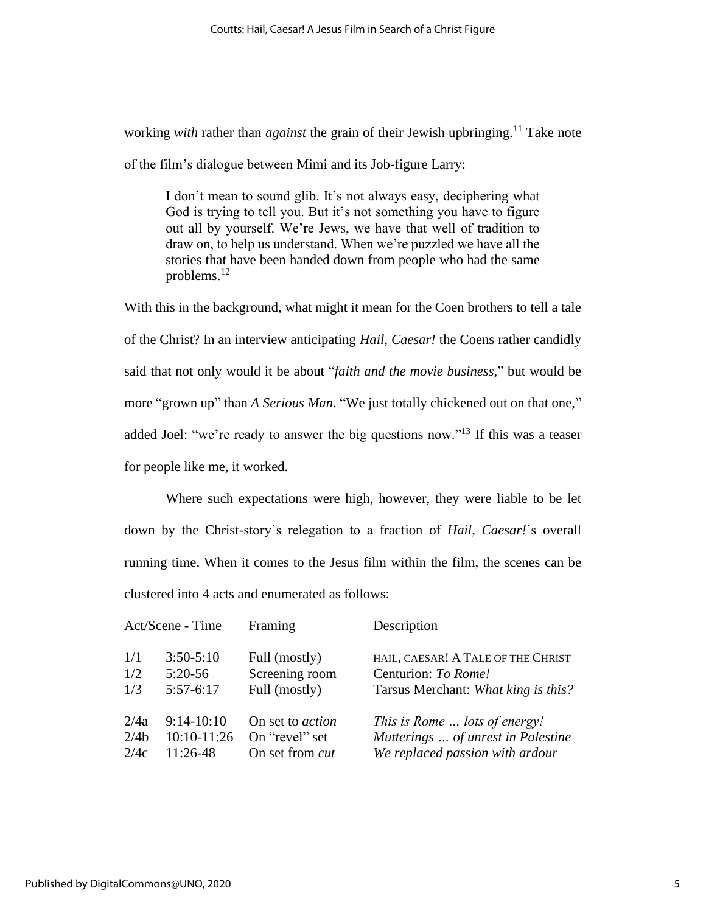working *with* rather than *against* the grain of their Jewish upbringing.[11] Take note of the film's dialogue between Mimi and its Job-figure Larry:

> I don't mean to sound glib. It's not always easy, deciphering what God is trying to tell you. But it's not something you have to figure out all by yourself. We're Jews, we have that well of tradition to draw on, to help us understand. When we're puzzled we have all the stories that have been handed down from people who had the same problems.[12]

With this in the background, what might it mean for the Coen brothers to tell a tale of the Christ? In an interview anticipating *Hail, Caesar!* the Coens rather candidly said that not only would it be about "*faith and the movie business*," but would be more "grown up" than *A Serious Man*. "We just totally chickened out on that one," added Joel: "we're ready to answer the big questions now."[13] If this was a teaser for people like me, it worked.

Where such expectations were high, however, they were liable to be let down by the Christ-story's relegation to a fraction of *Hail, Caesar!*'s overall running time. When it comes to the Jesus film within the film, the scenes can be clustered into 4 acts and enumerated as follows:

| Act/Scene | Time | Framing | Description |
|---|---|---|---|
| 1/1 | 3:50-5:10 | Full (mostly) | HAIL, CAESAR! A TALE OF THE CHRIST |
| 1/2 | 5:20-56 | Screening room | Centurion: *To Rome!* |
| 1/3 | 5:57-6:17 | Full (mostly) | Tarsus Merchant: *What king is this?* |
| 2/4a | 9:14-10:10 | On set to *action* | *This is Rome … lots of energy!* |
| 2/4b | 10:10-11:26 | On "revel" set | *Mutterings … of unrest in Palestine* |
| 2/4c | 11:26-48 | On set from *cut* | *We replaced passion with ardour* |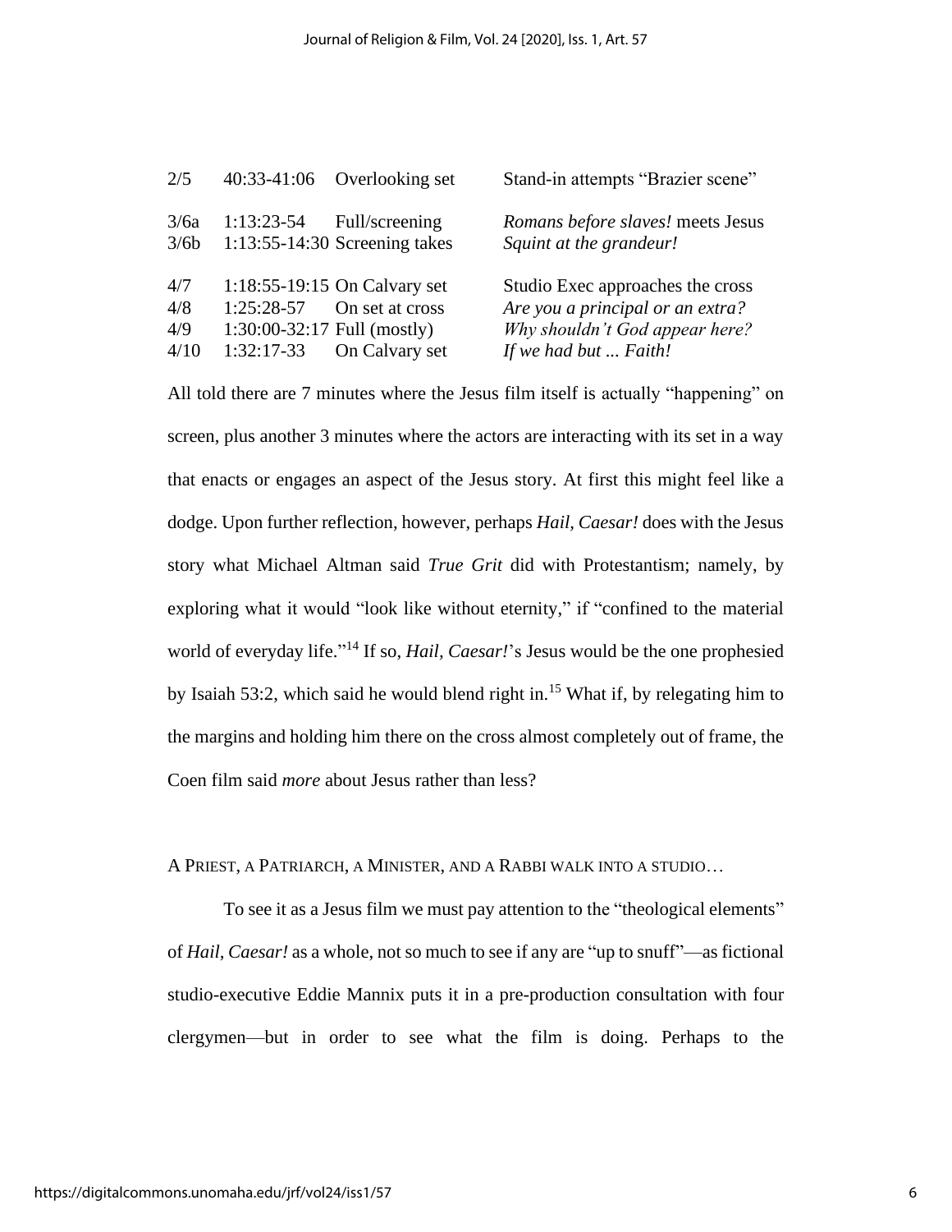| | | | |
|---|---|---|---|
| 2/5 | 40:33-41:06 | Overlooking set | Stand-in attempts "Brazier scene" |
| 3/6a | 1:13:23-54 | Full/screening | *Romans before slaves!* meets Jesus |
| 3/6b | 1:13:55-14:30 | Screening takes | *Squint at the grandeur!* |
| 4/7 | 1:18:55-19:15 | On Calvary set | Studio Exec approaches the cross |
| 4/8 | 1:25:28-57 | On set at cross | *Are you a principal or an extra?* |
| 4/9 | 1:30:00-32:17 | Full (mostly) | *Why shouldn't God appear here?* |
| 4/10 | 1:32:17-33 | On Calvary set | *If we had but ... Faith!* |

All told there are 7 minutes where the Jesus film itself is actually "happening" on screen, plus another 3 minutes where the actors are interacting with its set in a way that enacts or engages an aspect of the Jesus story. At first this might feel like a dodge. Upon further reflection, however, perhaps *Hail, Caesar!* does with the Jesus story what Michael Altman said *True Grit* did with Protestantism; namely, by exploring what it would "look like without eternity," if "confined to the material world of everyday life."[14] If so, *Hail, Caesar!*'s Jesus would be the one prophesied by Isaiah 53:2, which said he would blend right in.[15] What if, by relegating him to the margins and holding him there on the cross almost completely out of frame, the Coen film said *more* about Jesus rather than less?

## A PRIEST, A PATRIARCH, A MINISTER, AND A RABBI WALK INTO A STUDIO…

To see it as a Jesus film we must pay attention to the "theological elements" of *Hail, Caesar!* as a whole, not so much to see if any are "up to snuff"—as fictional studio-executive Eddie Mannix puts it in a pre-production consultation with four clergymen—but in order to see what the film is doing. Perhaps to the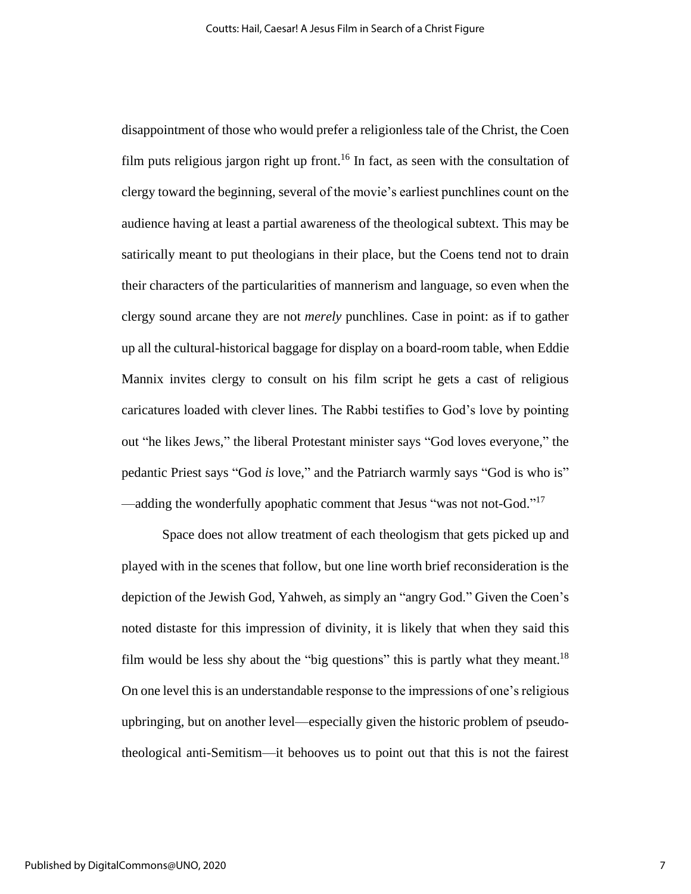disappointment of those who would prefer a religionless tale of the Christ, the Coen film puts religious jargon right up front.[16] In fact, as seen with the consultation of clergy toward the beginning, several of the movie's earliest punchlines count on the audience having at least a partial awareness of the theological subtext. This may be satirically meant to put theologians in their place, but the Coens tend not to drain their characters of the particularities of mannerism and language, so even when the clergy sound arcane they are not *merely* punchlines. Case in point: as if to gather up all the cultural-historical baggage for display on a board-room table, when Eddie Mannix invites clergy to consult on his film script he gets a cast of religious caricatures loaded with clever lines. The Rabbi testifies to God's love by pointing out "he likes Jews," the liberal Protestant minister says "God loves everyone," the pedantic Priest says "God *is* love," and the Patriarch warmly says "God is who is" —adding the wonderfully apophatic comment that Jesus "was not not-God."[17]

Space does not allow treatment of each theologism that gets picked up and played with in the scenes that follow, but one line worth brief reconsideration is the depiction of the Jewish God, Yahweh, as simply an "angry God." Given the Coen's noted distaste for this impression of divinity, it is likely that when they said this film would be less shy about the "big questions" this is partly what they meant.[18] On one level this is an understandable response to the impressions of one's religious upbringing, but on another level—especially given the historic problem of pseudo-theological anti-Semitism—it behooves us to point out that this is not the fairest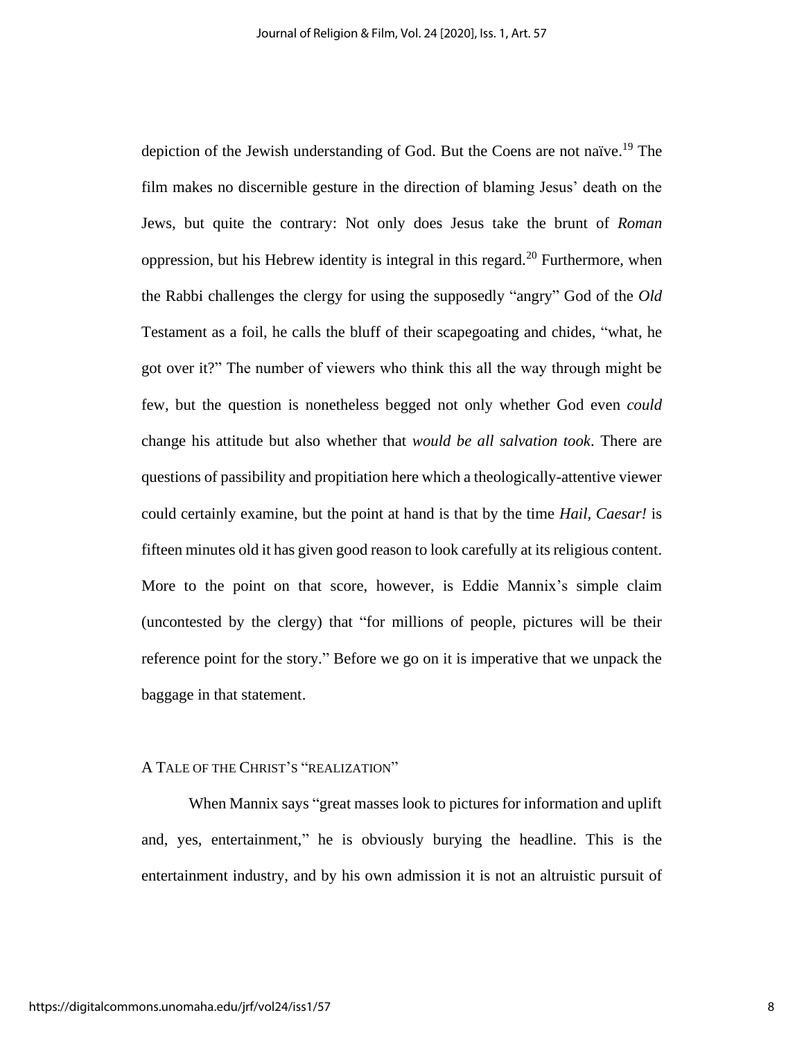depiction of the Jewish understanding of God. But the Coens are not naïve.[19] The film makes no discernible gesture in the direction of blaming Jesus' death on the Jews, but quite the contrary: Not only does Jesus take the brunt of *Roman* oppression, but his Hebrew identity is integral in this regard.[20] Furthermore, when the Rabbi challenges the clergy for using the supposedly "angry" God of the *Old* Testament as a foil, he calls the bluff of their scapegoating and chides, "what, he got over it?" The number of viewers who think this all the way through might be few, but the question is nonetheless begged not only whether God even *could* change his attitude but also whether that *would be all salvation took*. There are questions of passibility and propitiation here which a theologically-attentive viewer could certainly examine, but the point at hand is that by the time *Hail, Caesar!* is fifteen minutes old it has given good reason to look carefully at its religious content. More to the point on that score, however, is Eddie Mannix's simple claim (uncontested by the clergy) that "for millions of people, pictures will be their reference point for the story." Before we go on it is imperative that we unpack the baggage in that statement.

## A Tale of the Christ's "realization"

When Mannix says "great masses look to pictures for information and uplift and, yes, entertainment," he is obviously burying the headline. This is the entertainment industry, and by his own admission it is not an altruistic pursuit of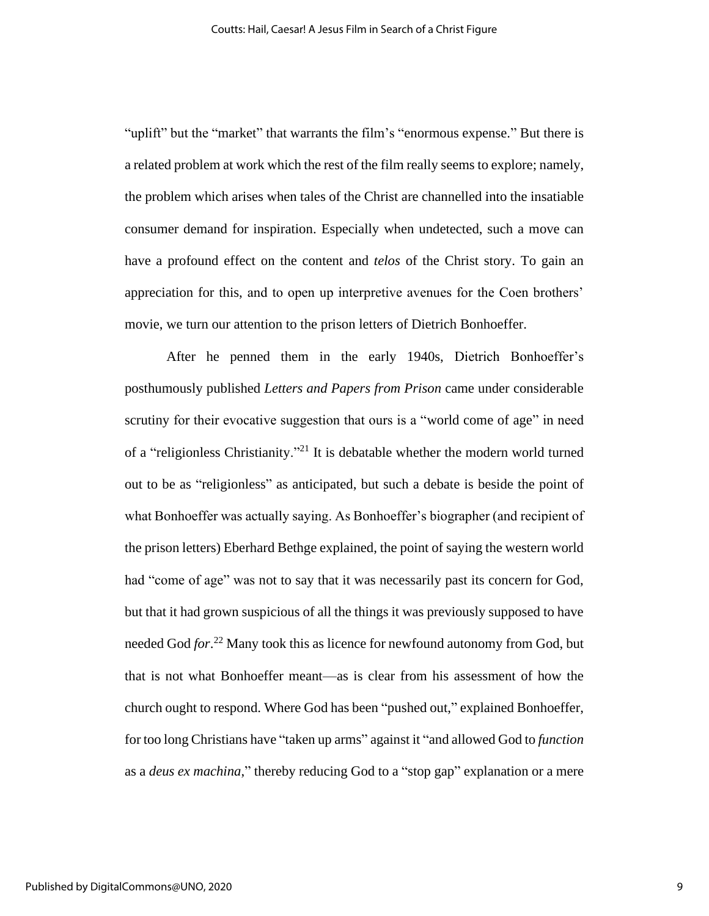"uplift" but the "market" that warrants the film's "enormous expense." But there is a related problem at work which the rest of the film really seems to explore; namely, the problem which arises when tales of the Christ are channelled into the insatiable consumer demand for inspiration. Especially when undetected, such a move can have a profound effect on the content and *telos* of the Christ story. To gain an appreciation for this, and to open up interpretive avenues for the Coen brothers' movie, we turn our attention to the prison letters of Dietrich Bonhoeffer.

After he penned them in the early 1940s, Dietrich Bonhoeffer's posthumously published *Letters and Papers from Prison* came under considerable scrutiny for their evocative suggestion that ours is a "world come of age" in need of a "religionless Christianity."[21] It is debatable whether the modern world turned out to be as "religionless" as anticipated, but such a debate is beside the point of what Bonhoeffer was actually saying. As Bonhoeffer's biographer (and recipient of the prison letters) Eberhard Bethge explained, the point of saying the western world had "come of age" was not to say that it was necessarily past its concern for God, but that it had grown suspicious of all the things it was previously supposed to have needed God *for*.[22] Many took this as licence for newfound autonomy from God, but that is not what Bonhoeffer meant—as is clear from his assessment of how the church ought to respond. Where God has been "pushed out," explained Bonhoeffer, for too long Christians have "taken up arms" against it "and allowed God to *function* as a *deus ex machina*," thereby reducing God to a "stop gap" explanation or a mere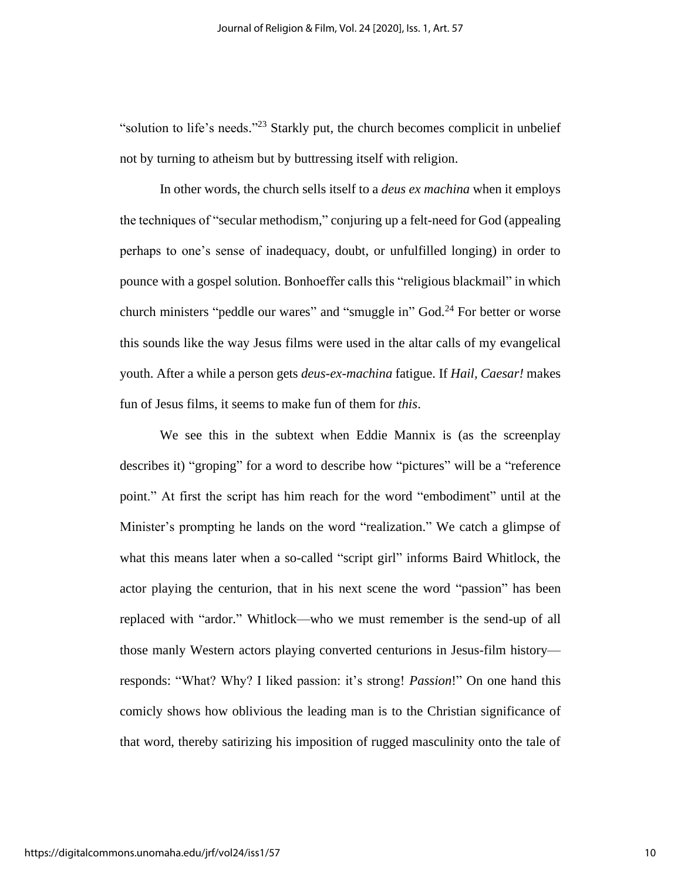"solution to life's needs."[23] Starkly put, the church becomes complicit in unbelief not by turning to atheism but by buttressing itself with religion.

In other words, the church sells itself to a *deus ex machina* when it employs the techniques of "secular methodism," conjuring up a felt-need for God (appealing perhaps to one's sense of inadequacy, doubt, or unfulfilled longing) in order to pounce with a gospel solution. Bonhoeffer calls this "religious blackmail" in which church ministers "peddle our wares" and "smuggle in" God.[24] For better or worse this sounds like the way Jesus films were used in the altar calls of my evangelical youth. After a while a person gets *deus-ex-machina* fatigue. If *Hail, Caesar!* makes fun of Jesus films, it seems to make fun of them for *this*.

We see this in the subtext when Eddie Mannix is (as the screenplay describes it) "groping" for a word to describe how "pictures" will be a "reference point." At first the script has him reach for the word "embodiment" until at the Minister's prompting he lands on the word "realization." We catch a glimpse of what this means later when a so-called "script girl" informs Baird Whitlock, the actor playing the centurion, that in his next scene the word "passion" has been replaced with "ardor." Whitlock—who we must remember is the send-up of all those manly Western actors playing converted centurions in Jesus-film history—responds: "What? Why? I liked passion: it's strong! *Passion*!" On one hand this comicly shows how oblivious the leading man is to the Christian significance of that word, thereby satirizing his imposition of rugged masculinity onto the tale of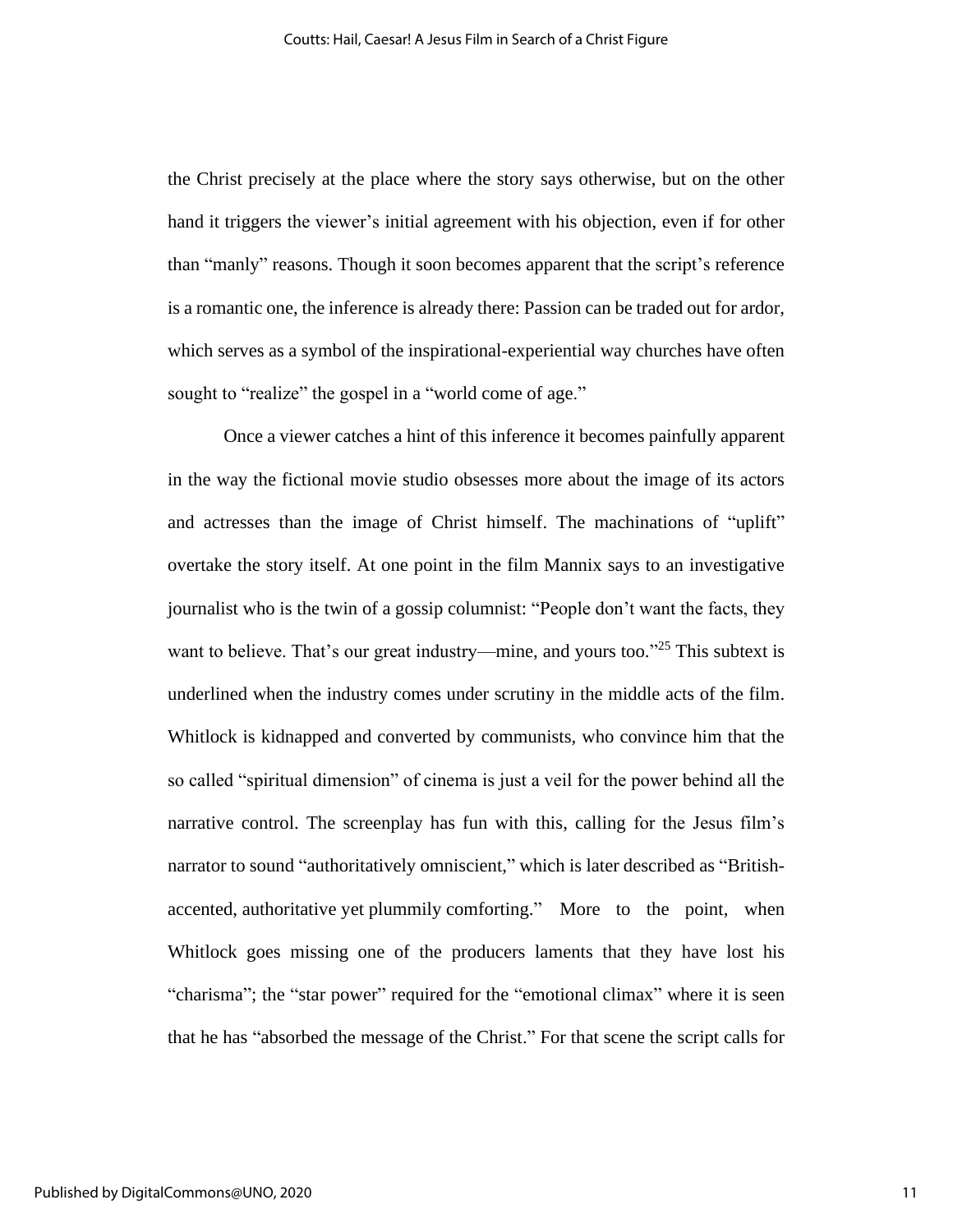the Christ precisely at the place where the story says otherwise, but on the other hand it triggers the viewer's initial agreement with his objection, even if for other than "manly" reasons. Though it soon becomes apparent that the script's reference is a romantic one, the inference is already there: Passion can be traded out for ardor, which serves as a symbol of the inspirational-experiential way churches have often sought to "realize" the gospel in a "world come of age."

Once a viewer catches a hint of this inference it becomes painfully apparent in the way the fictional movie studio obsesses more about the image of its actors and actresses than the image of Christ himself. The machinations of "uplift" overtake the story itself. At one point in the film Mannix says to an investigative journalist who is the twin of a gossip columnist: "People don't want the facts, they want to believe. That's our great industry—mine, and yours too."[25] This subtext is underlined when the industry comes under scrutiny in the middle acts of the film. Whitlock is kidnapped and converted by communists, who convince him that the so called "spiritual dimension" of cinema is just a veil for the power behind all the narrative control. The screenplay has fun with this, calling for the Jesus film's narrator to sound "authoritatively omniscient," which is later described as "British-accented, authoritative yet plummily comforting." More to the point, when Whitlock goes missing one of the producers laments that they have lost his "charisma"; the "star power" required for the "emotional climax" where it is seen that he has "absorbed the message of the Christ." For that scene the script calls for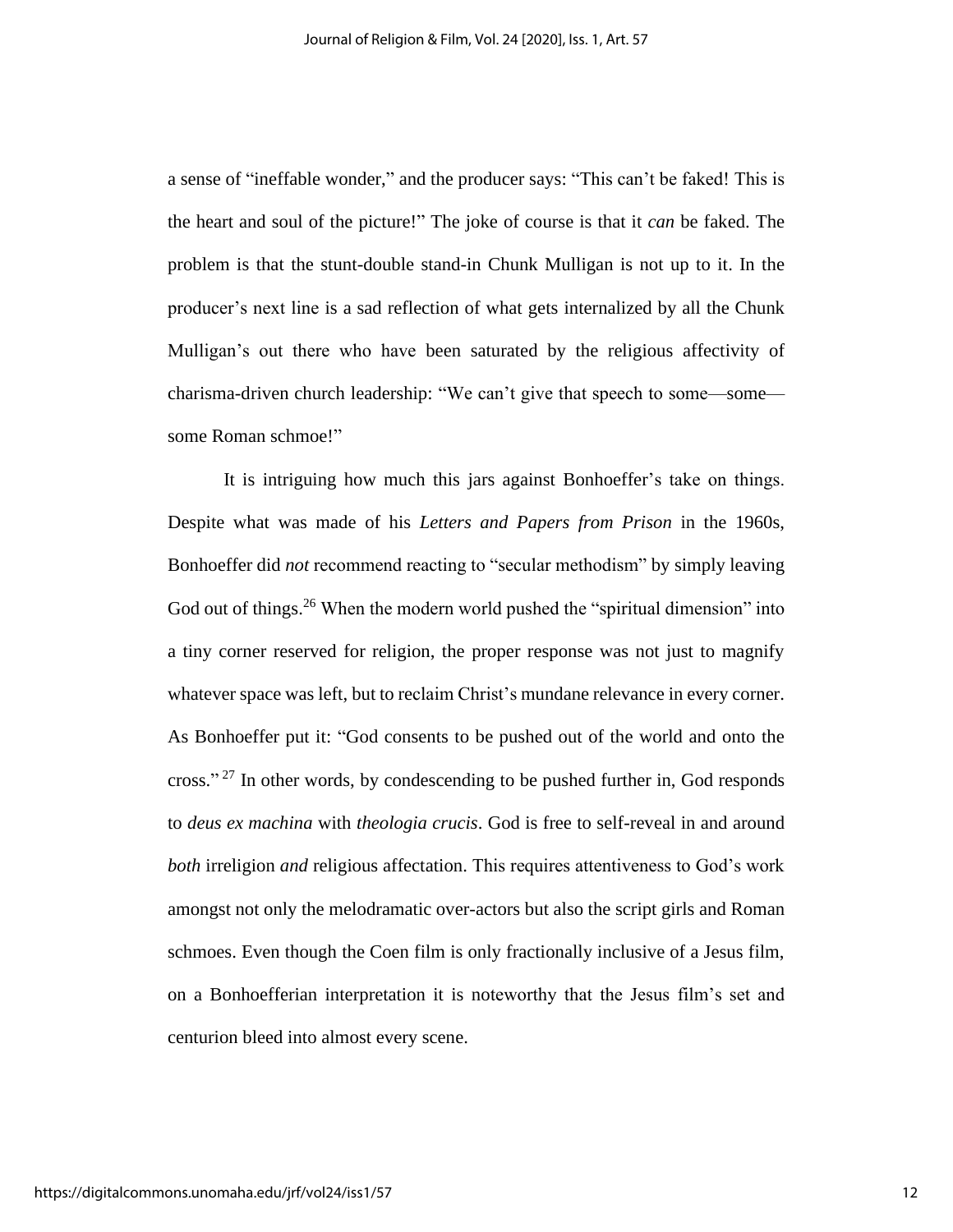a sense of "ineffable wonder," and the producer says: "This can't be faked! This is the heart and soul of the picture!" The joke of course is that it *can* be faked. The problem is that the stunt-double stand-in Chunk Mulligan is not up to it. In the producer's next line is a sad reflection of what gets internalized by all the Chunk Mulligan's out there who have been saturated by the religious affectivity of charisma-driven church leadership: "We can't give that speech to some—some—some Roman schmoe!"

It is intriguing how much this jars against Bonhoeffer's take on things. Despite what was made of his *Letters and Papers from Prison* in the 1960s, Bonhoeffer did *not* recommend reacting to "secular methodism" by simply leaving God out of things.[26] When the modern world pushed the "spiritual dimension" into a tiny corner reserved for religion, the proper response was not just to magnify whatever space was left, but to reclaim Christ's mundane relevance in every corner. As Bonhoeffer put it: "God consents to be pushed out of the world and onto the cross."[27] In other words, by condescending to be pushed further in, God responds to *deus ex machina* with *theologia crucis*. God is free to self-reveal in and around *both* irreligion *and* religious affectation. This requires attentiveness to God's work amongst not only the melodramatic over-actors but also the script girls and Roman schmoes. Even though the Coen film is only fractionally inclusive of a Jesus film, on a Bonhoefferian interpretation it is noteworthy that the Jesus film's set and centurion bleed into almost every scene.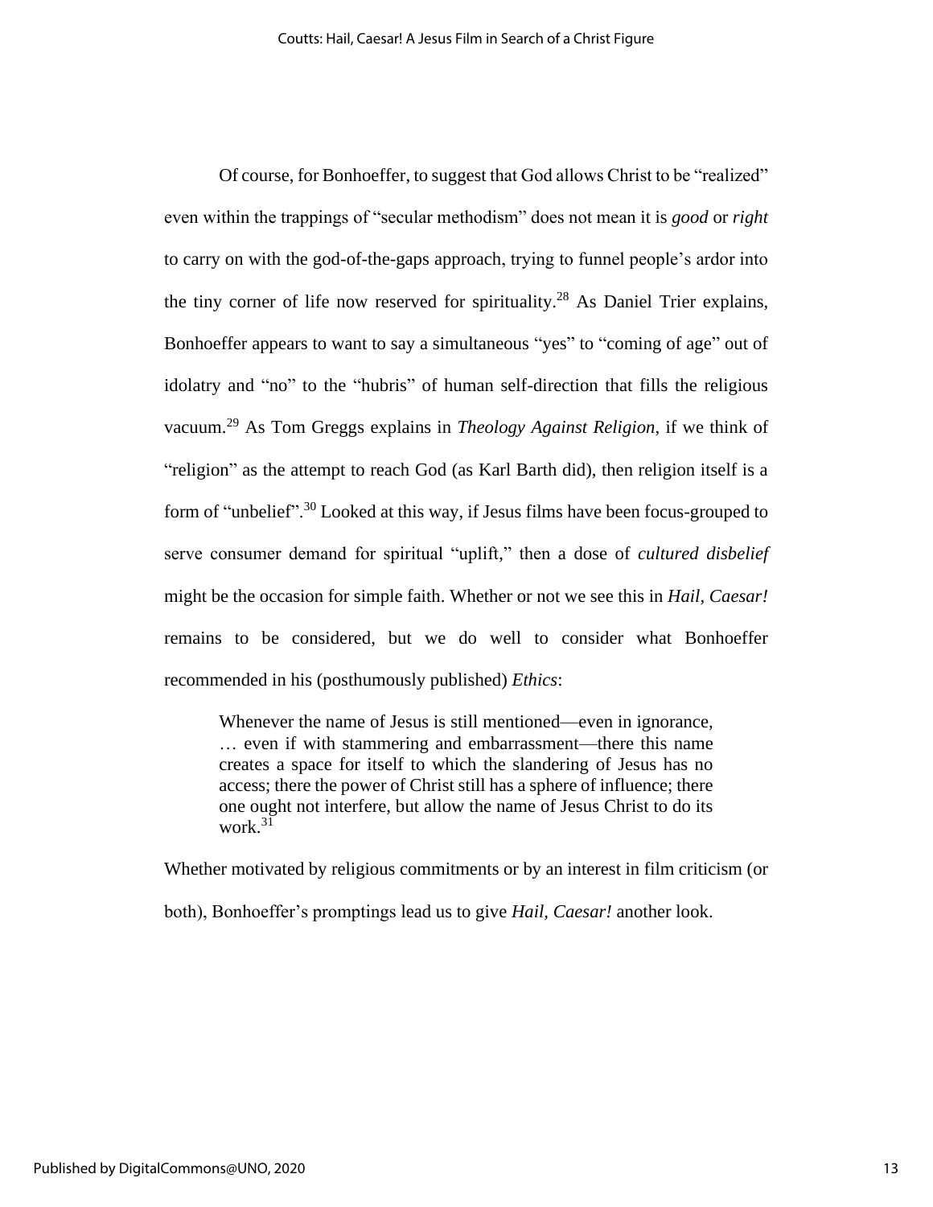Of course, for Bonhoeffer, to suggest that God allows Christ to be "realized" even within the trappings of "secular methodism" does not mean it is *good* or *right* to carry on with the god-of-the-gaps approach, trying to funnel people's ardor into the tiny corner of life now reserved for spirituality.[28] As Daniel Trier explains, Bonhoeffer appears to want to say a simultaneous "yes" to "coming of age" out of idolatry and "no" to the "hubris" of human self-direction that fills the religious vacuum.[29] As Tom Greggs explains in *Theology Against Religion*, if we think of "religion" as the attempt to reach God (as Karl Barth did), then religion itself is a form of "unbelief".[30] Looked at this way, if Jesus films have been focus-grouped to serve consumer demand for spiritual "uplift," then a dose of *cultured disbelief* might be the occasion for simple faith. Whether or not we see this in *Hail, Caesar!* remains to be considered, but we do well to consider what Bonhoeffer recommended in his (posthumously published) *Ethics*:

> Whenever the name of Jesus is still mentioned—even in ignorance, … even if with stammering and embarrassment—there this name creates a space for itself to which the slandering of Jesus has no access; there the power of Christ still has a sphere of influence; there one ought not interfere, but allow the name of Jesus Christ to do its work.[31]

Whether motivated by religious commitments or by an interest in film criticism (or both), Bonhoeffer's promptings lead us to give *Hail, Caesar!* another look.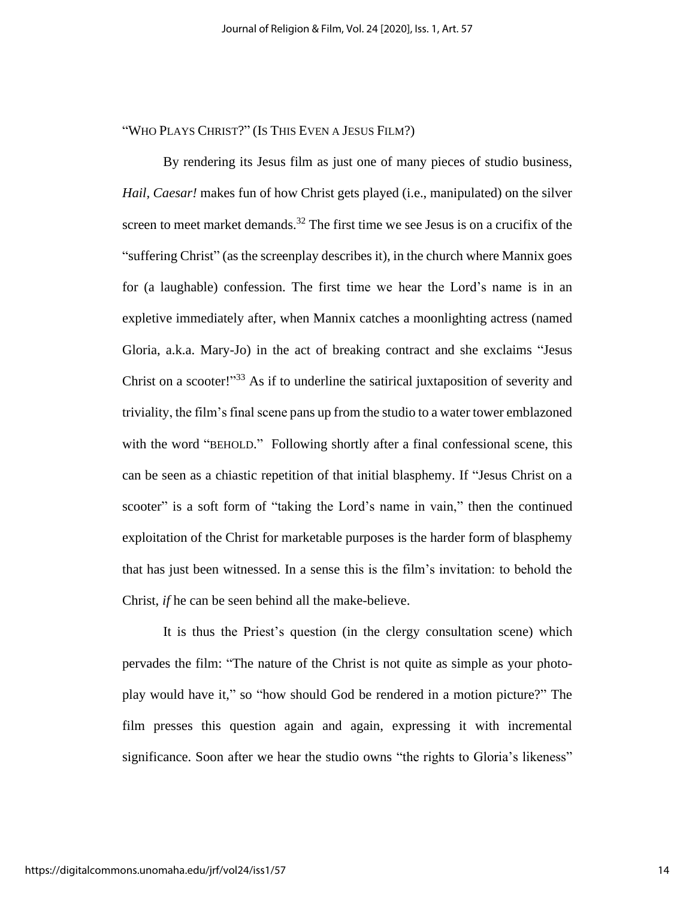"WHO PLAYS CHRIST?" (IS THIS EVEN A JESUS FILM?)

By rendering its Jesus film as just one of many pieces of studio business, *Hail, Caesar!* makes fun of how Christ gets played (i.e., manipulated) on the silver screen to meet market demands.[32] The first time we see Jesus is on a crucifix of the "suffering Christ" (as the screenplay describes it), in the church where Mannix goes for (a laughable) confession. The first time we hear the Lord's name is in an expletive immediately after, when Mannix catches a moonlighting actress (named Gloria, a.k.a. Mary-Jo) in the act of breaking contract and she exclaims "Jesus Christ on a scooter!"[33] As if to underline the satirical juxtaposition of severity and triviality, the film's final scene pans up from the studio to a water tower emblazoned with the word "BEHOLD." Following shortly after a final confessional scene, this can be seen as a chiastic repetition of that initial blasphemy. If "Jesus Christ on a scooter" is a soft form of "taking the Lord's name in vain," then the continued exploitation of the Christ for marketable purposes is the harder form of blasphemy that has just been witnessed. In a sense this is the film's invitation: to behold the Christ, *if* he can be seen behind all the make-believe.

It is thus the Priest's question (in the clergy consultation scene) which pervades the film: "The nature of the Christ is not quite as simple as your photo-play would have it," so "how should God be rendered in a motion picture?" The film presses this question again and again, expressing it with incremental significance. Soon after we hear the studio owns "the rights to Gloria's likeness"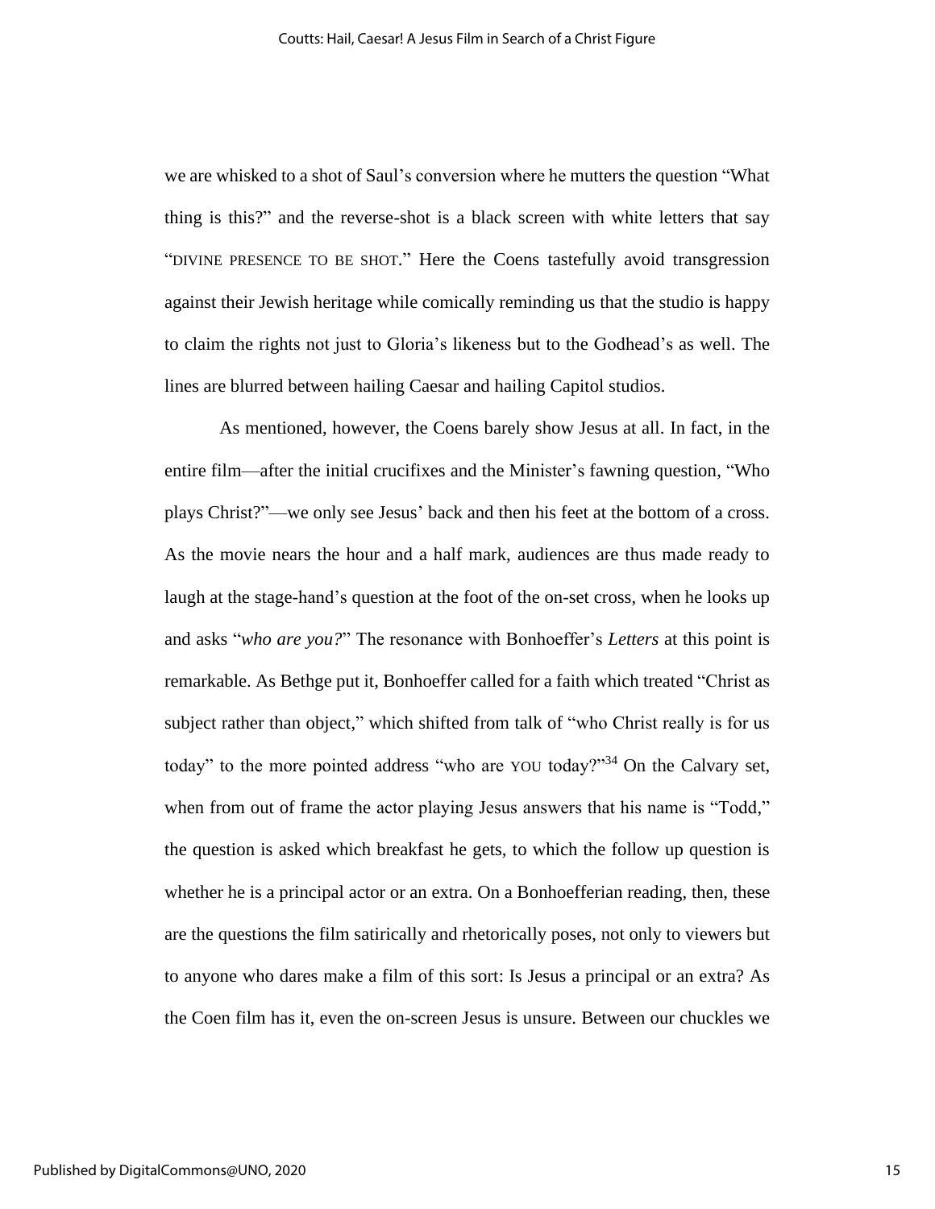we are whisked to a shot of Saul's conversion where he mutters the question "What thing is this?" and the reverse-shot is a black screen with white letters that say "DIVINE PRESENCE TO BE SHOT." Here the Coens tastefully avoid transgression against their Jewish heritage while comically reminding us that the studio is happy to claim the rights not just to Gloria's likeness but to the Godhead's as well. The lines are blurred between hailing Caesar and hailing Capitol studios.

As mentioned, however, the Coens barely show Jesus at all. In fact, in the entire film—after the initial crucifixes and the Minister's fawning question, "Who plays Christ?"—we only see Jesus' back and then his feet at the bottom of a cross. As the movie nears the hour and a half mark, audiences are thus made ready to laugh at the stage-hand's question at the foot of the on-set cross, when he looks up and asks "*who are you?*" The resonance with Bonhoeffer's *Letters* at this point is remarkable. As Bethge put it, Bonhoeffer called for a faith which treated "Christ as subject rather than object," which shifted from talk of "who Christ really is for us today" to the more pointed address "who are YOU today?"[34] On the Calvary set, when from out of frame the actor playing Jesus answers that his name is "Todd," the question is asked which breakfast he gets, to which the follow up question is whether he is a principal actor or an extra. On a Bonhoefferian reading, then, these are the questions the film satirically and rhetorically poses, not only to viewers but to anyone who dares make a film of this sort: Is Jesus a principal or an extra? As the Coen film has it, even the on-screen Jesus is unsure. Between our chuckles we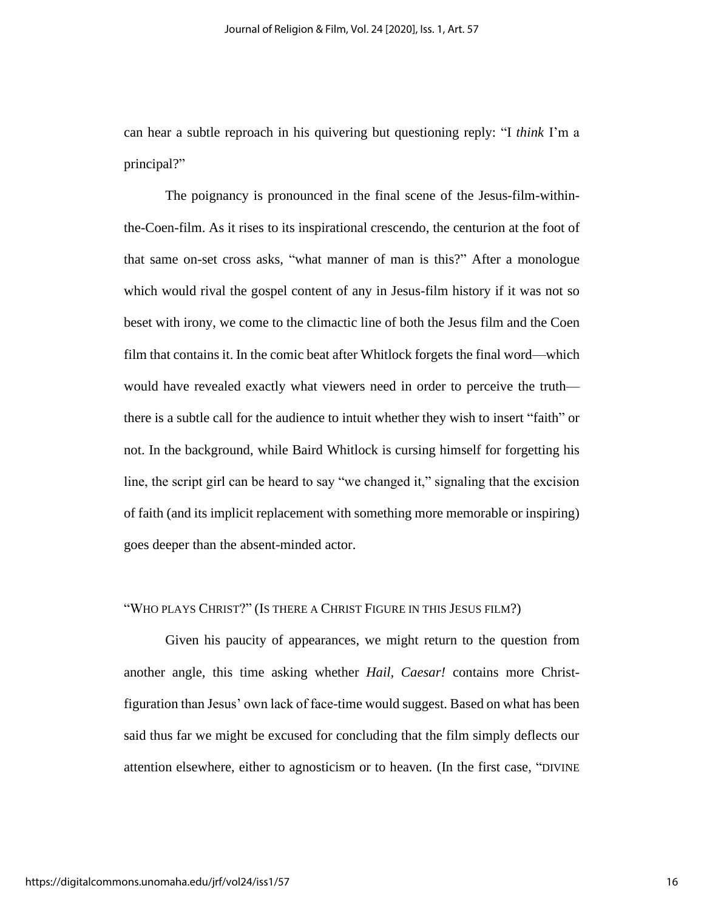can hear a subtle reproach in his quivering but questioning reply: "I *think* I'm a principal?"

The poignancy is pronounced in the final scene of the Jesus-film-within-the-Coen-film. As it rises to its inspirational crescendo, the centurion at the foot of that same on-set cross asks, "what manner of man is this?" After a monologue which would rival the gospel content of any in Jesus-film history if it was not so beset with irony, we come to the climactic line of both the Jesus film and the Coen film that contains it. In the comic beat after Whitlock forgets the final word—which would have revealed exactly what viewers need in order to perceive the truth—there is a subtle call for the audience to intuit whether they wish to insert "faith" or not. In the background, while Baird Whitlock is cursing himself for forgetting his line, the script girl can be heard to say "we changed it," signaling that the excision of faith (and its implicit replacement with something more memorable or inspiring) goes deeper than the absent-minded actor.

## "Who plays Christ?" (Is there a Christ Figure in this Jesus film?)

Given his paucity of appearances, we might return to the question from another angle, this time asking whether *Hail, Caesar!* contains more Christ-figuration than Jesus' own lack of face-time would suggest. Based on what has been said thus far we might be excused for concluding that the film simply deflects our attention elsewhere, either to agnosticism or to heaven. (In the first case, "DIVINE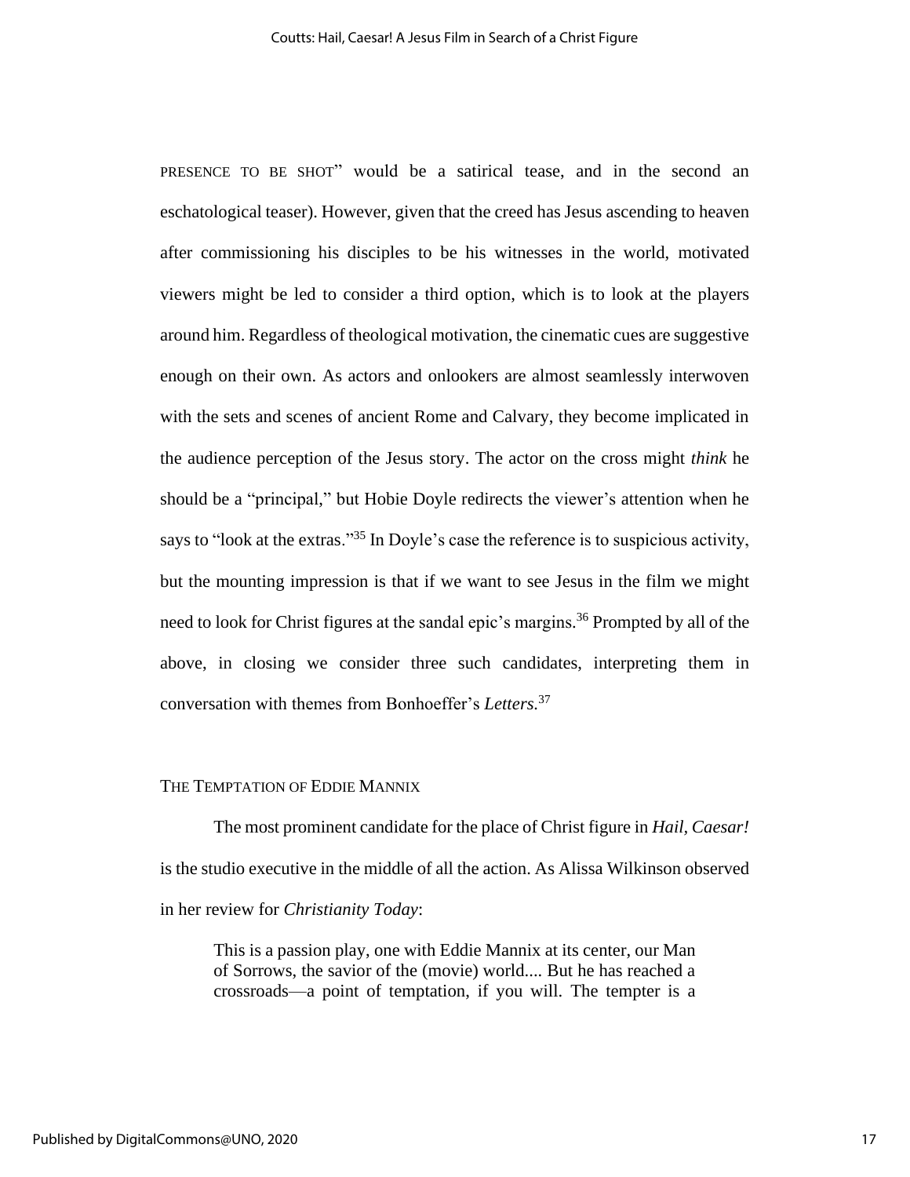PRESENCE TO BE SHOT" would be a satirical tease, and in the second an eschatological teaser). However, given that the creed has Jesus ascending to heaven after commissioning his disciples to be his witnesses in the world, motivated viewers might be led to consider a third option, which is to look at the players around him. Regardless of theological motivation, the cinematic cues are suggestive enough on their own. As actors and onlookers are almost seamlessly interwoven with the sets and scenes of ancient Rome and Calvary, they become implicated in the audience perception of the Jesus story. The actor on the cross might *think* he should be a "principal," but Hobie Doyle redirects the viewer's attention when he says to "look at the extras."[35] In Doyle's case the reference is to suspicious activity, but the mounting impression is that if we want to see Jesus in the film we might need to look for Christ figures at the sandal epic's margins.[36] Prompted by all of the above, in closing we consider three such candidates, interpreting them in conversation with themes from Bonhoeffer's *Letters*.[37]

## THE TEMPTATION OF EDDIE MANNIX

The most prominent candidate for the place of Christ figure in *Hail, Caesar!* is the studio executive in the middle of all the action. As Alissa Wilkinson observed in her review for *Christianity Today*:

> This is a passion play, one with Eddie Mannix at its center, our Man of Sorrows, the savior of the (movie) world.... But he has reached a crossroads—a point of temptation, if you will. The tempter is a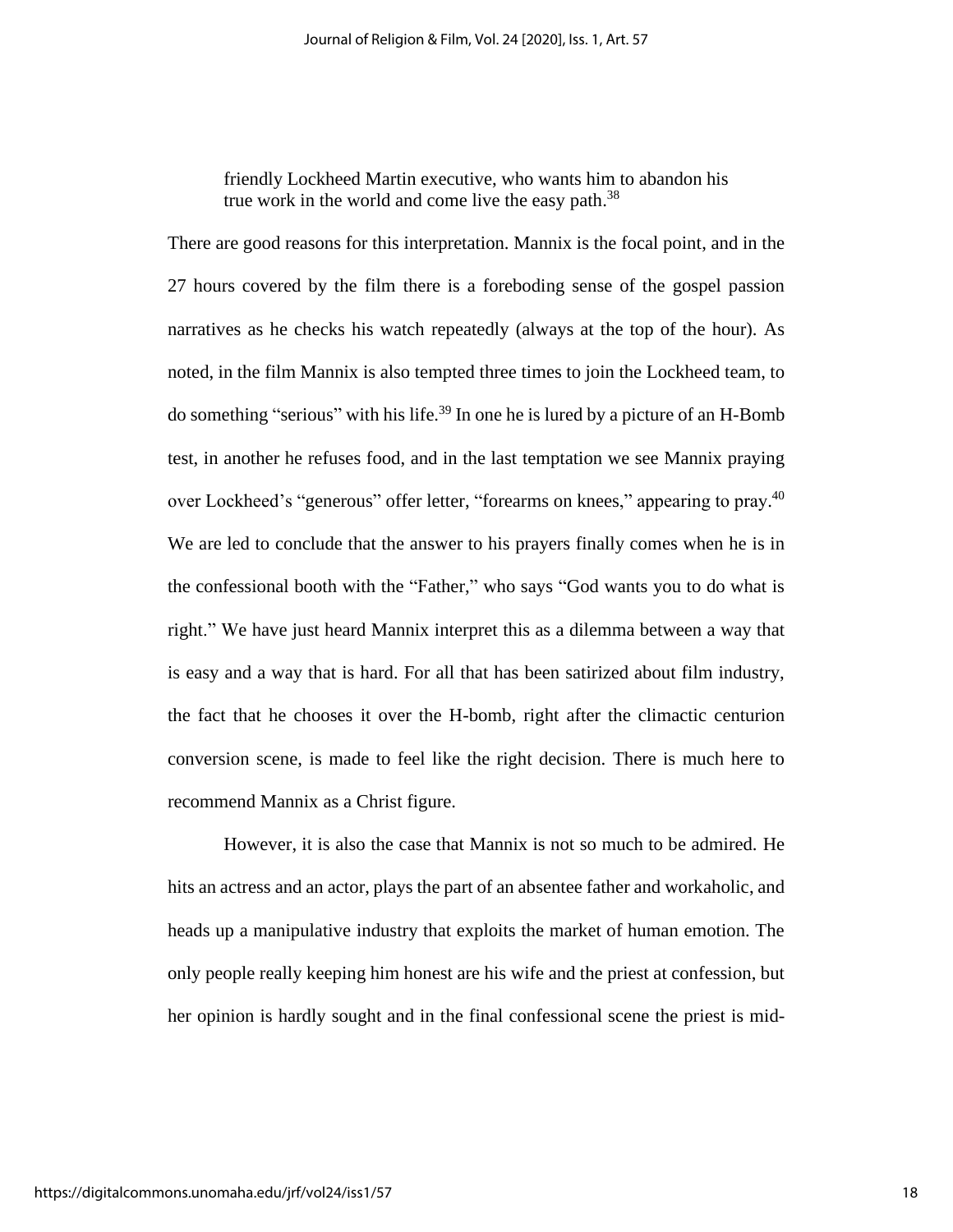> friendly Lockheed Martin executive, who wants him to abandon his true work in the world and come live the easy path.[38]

There are good reasons for this interpretation. Mannix is the focal point, and in the 27 hours covered by the film there is a foreboding sense of the gospel passion narratives as he checks his watch repeatedly (always at the top of the hour). As noted, in the film Mannix is also tempted three times to join the Lockheed team, to do something "serious" with his life.[39] In one he is lured by a picture of an H-Bomb test, in another he refuses food, and in the last temptation we see Mannix praying over Lockheed's "generous" offer letter, "forearms on knees," appearing to pray.[40] We are led to conclude that the answer to his prayers finally comes when he is in the confessional booth with the "Father," who says "God wants you to do what is right." We have just heard Mannix interpret this as a dilemma between a way that is easy and a way that is hard. For all that has been satirized about film industry, the fact that he chooses it over the H-bomb, right after the climactic centurion conversion scene, is made to feel like the right decision. There is much here to recommend Mannix as a Christ figure.

However, it is also the case that Mannix is not so much to be admired. He hits an actress and an actor, plays the part of an absentee father and workaholic, and heads up a manipulative industry that exploits the market of human emotion. The only people really keeping him honest are his wife and the priest at confession, but her opinion is hardly sought and in the final confessional scene the priest is mid-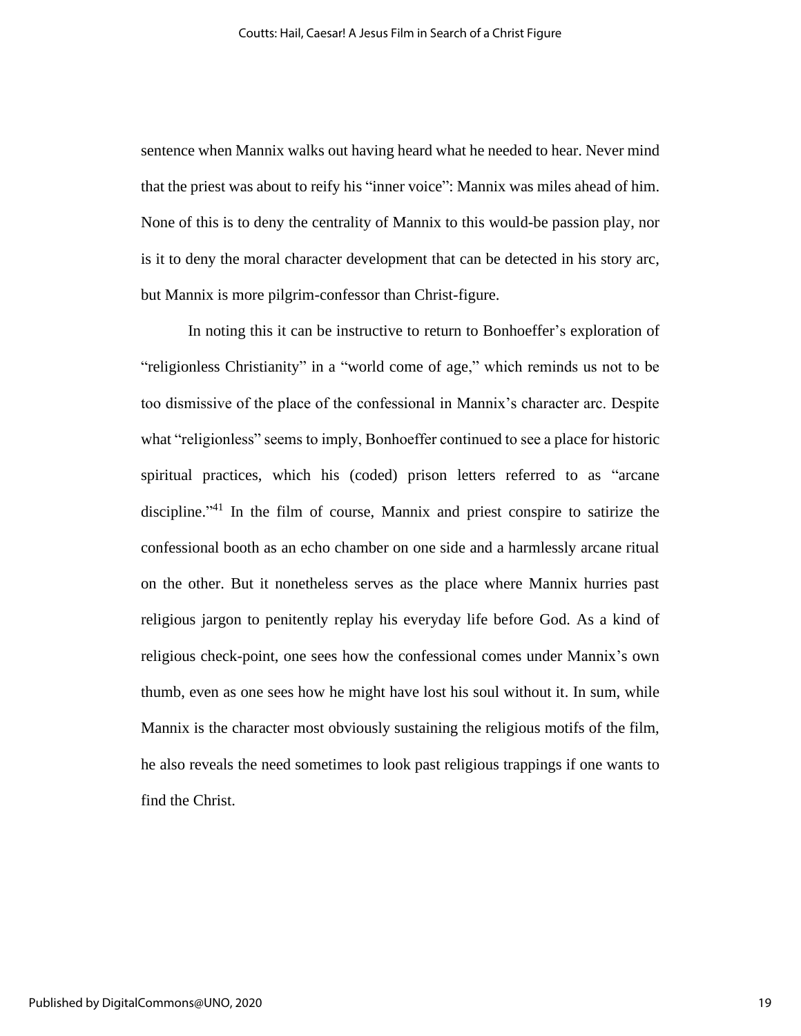sentence when Mannix walks out having heard what he needed to hear. Never mind that the priest was about to reify his "inner voice": Mannix was miles ahead of him. None of this is to deny the centrality of Mannix to this would-be passion play, nor is it to deny the moral character development that can be detected in his story arc, but Mannix is more pilgrim-confessor than Christ-figure.

In noting this it can be instructive to return to Bonhoeffer's exploration of "religionless Christianity" in a "world come of age," which reminds us not to be too dismissive of the place of the confessional in Mannix's character arc. Despite what "religionless" seems to imply, Bonhoeffer continued to see a place for historic spiritual practices, which his (coded) prison letters referred to as "arcane discipline."[41] In the film of course, Mannix and priest conspire to satirize the confessional booth as an echo chamber on one side and a harmlessly arcane ritual on the other. But it nonetheless serves as the place where Mannix hurries past religious jargon to penitently replay his everyday life before God. As a kind of religious check-point, one sees how the confessional comes under Mannix's own thumb, even as one sees how he might have lost his soul without it. In sum, while Mannix is the character most obviously sustaining the religious motifs of the film, he also reveals the need sometimes to look past religious trappings if one wants to find the Christ.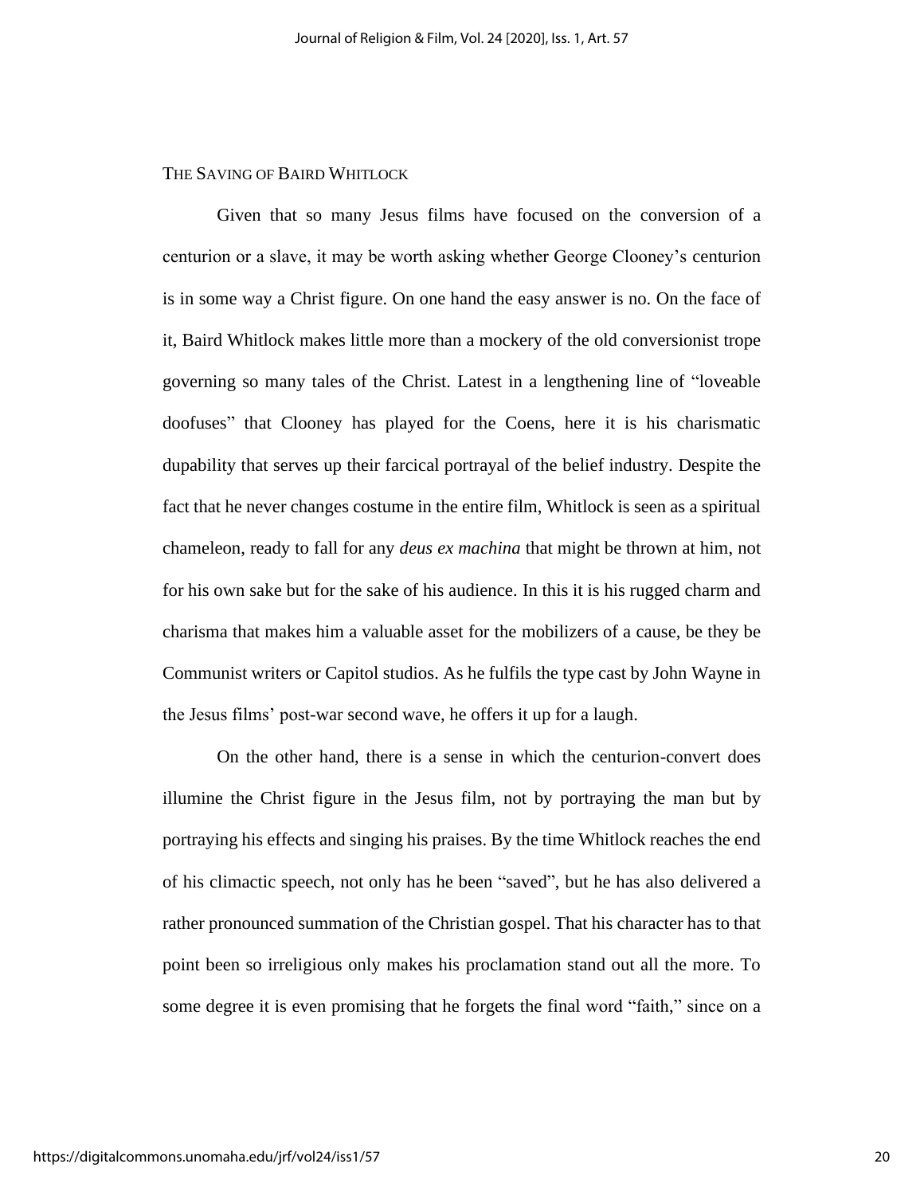## The Saving of Baird Whitlock

Given that so many Jesus films have focused on the conversion of a centurion or a slave, it may be worth asking whether George Clooney's centurion is in some way a Christ figure. On one hand the easy answer is no. On the face of it, Baird Whitlock makes little more than a mockery of the old conversionist trope governing so many tales of the Christ. Latest in a lengthening line of "loveable doofuses" that Clooney has played for the Coens, here it is his charismatic dupability that serves up their farcical portrayal of the belief industry. Despite the fact that he never changes costume in the entire film, Whitlock is seen as a spiritual chameleon, ready to fall for any *deus ex machina* that might be thrown at him, not for his own sake but for the sake of his audience. In this it is his rugged charm and charisma that makes him a valuable asset for the mobilizers of a cause, be they be Communist writers or Capitol studios. As he fulfils the type cast by John Wayne in the Jesus films' post-war second wave, he offers it up for a laugh.

On the other hand, there is a sense in which the centurion-convert does illumine the Christ figure in the Jesus film, not by portraying the man but by portraying his effects and singing his praises. By the time Whitlock reaches the end of his climactic speech, not only has he been "saved", but he has also delivered a rather pronounced summation of the Christian gospel. That his character has to that point been so irreligious only makes his proclamation stand out all the more. To some degree it is even promising that he forgets the final word "faith," since on a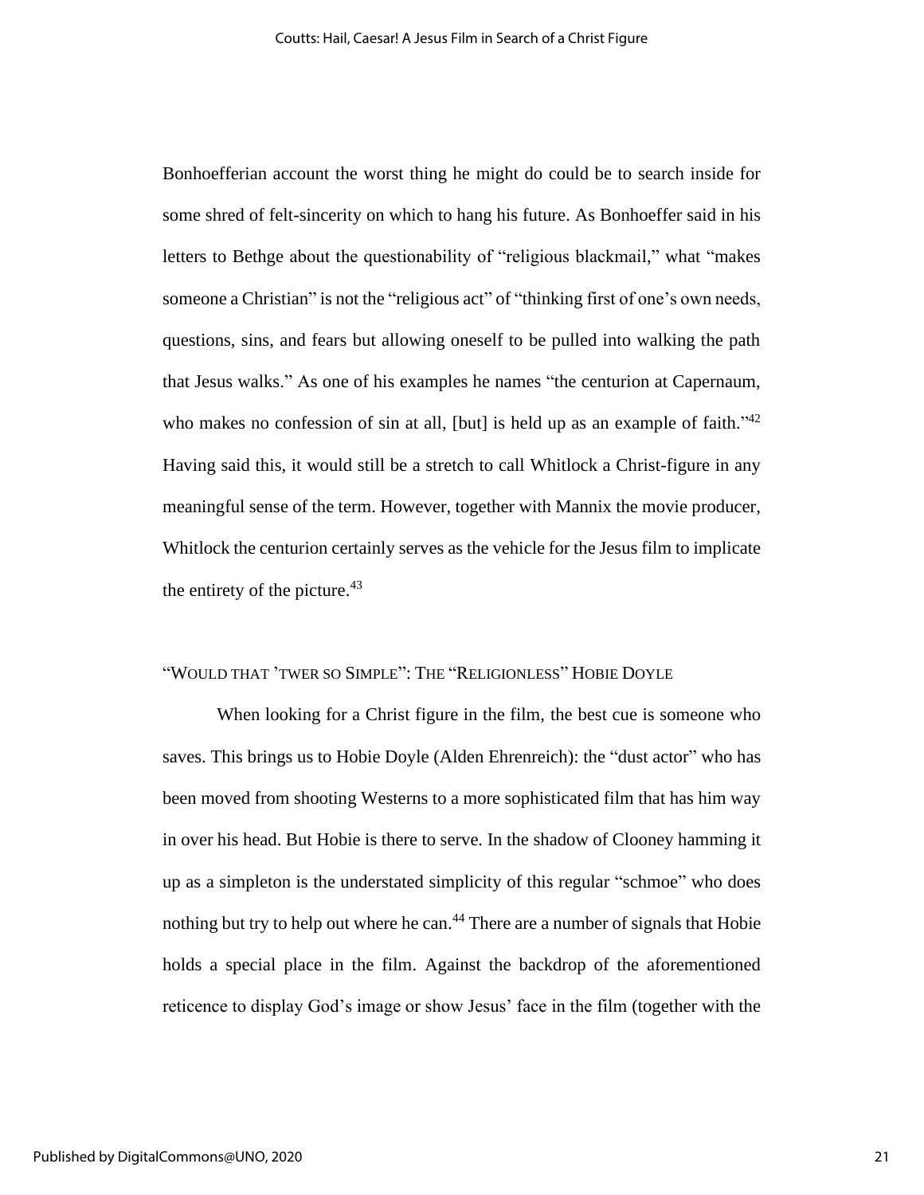Bonhoefferian account the worst thing he might do could be to search inside for some shred of felt-sincerity on which to hang his future. As Bonhoeffer said in his letters to Bethge about the questionability of "religious blackmail," what "makes someone a Christian" is not the "religious act" of "thinking first of one's own needs, questions, sins, and fears but allowing oneself to be pulled into walking the path that Jesus walks." As one of his examples he names "the centurion at Capernaum, who makes no confession of sin at all, [but] is held up as an example of faith."[42] Having said this, it would still be a stretch to call Whitlock a Christ-figure in any meaningful sense of the term. However, together with Mannix the movie producer, Whitlock the centurion certainly serves as the vehicle for the Jesus film to implicate the entirety of the picture.[43]

## "Would that 'twer so Simple": The "Religionless" Hobie Doyle

When looking for a Christ figure in the film, the best cue is someone who saves. This brings us to Hobie Doyle (Alden Ehrenreich): the "dust actor" who has been moved from shooting Westerns to a more sophisticated film that has him way in over his head. But Hobie is there to serve. In the shadow of Clooney hamming it up as a simpleton is the understated simplicity of this regular "schmoe" who does nothing but try to help out where he can.[44] There are a number of signals that Hobie holds a special place in the film. Against the backdrop of the aforementioned reticence to display God's image or show Jesus' face in the film (together with the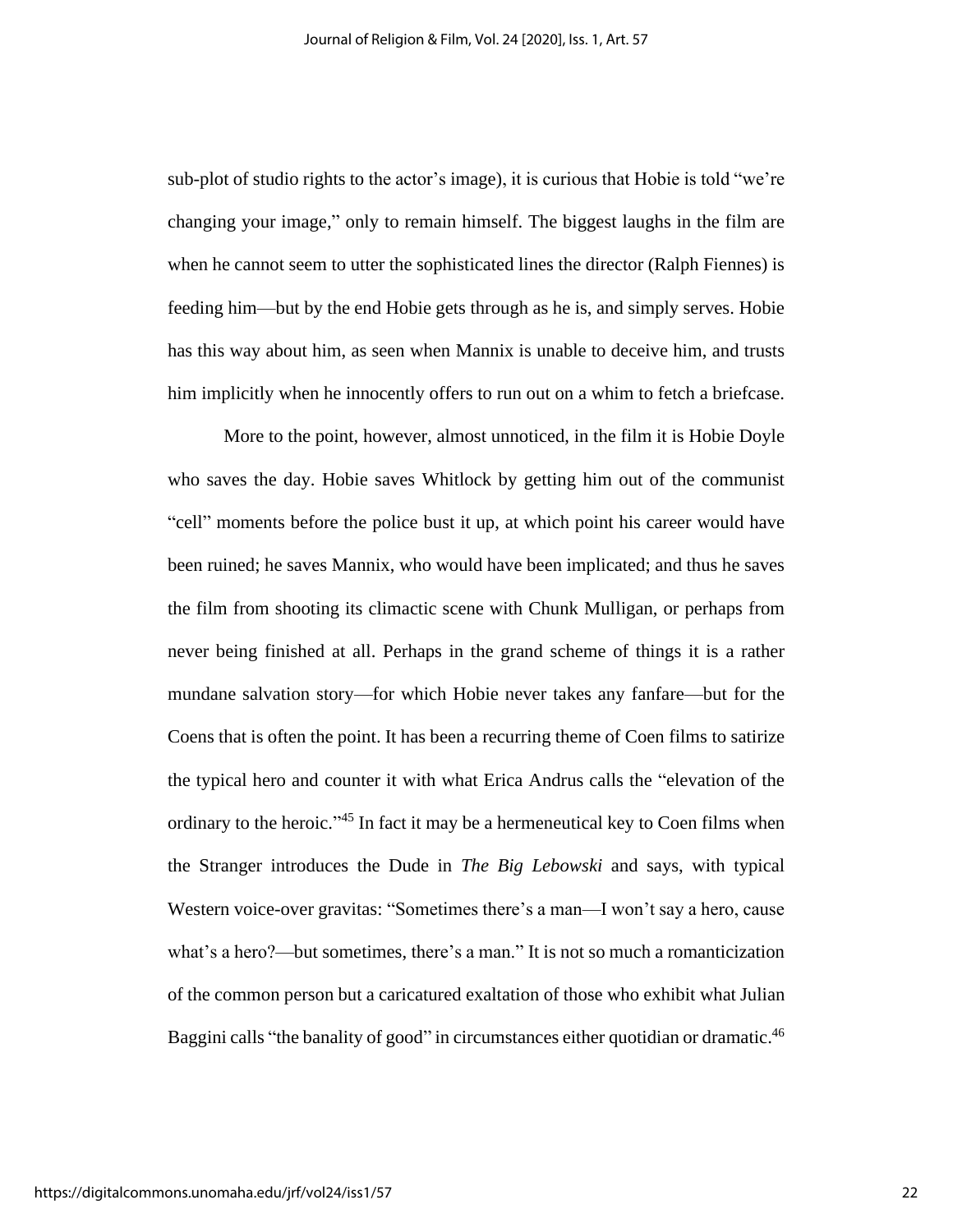sub-plot of studio rights to the actor's image), it is curious that Hobie is told "we're changing your image," only to remain himself. The biggest laughs in the film are when he cannot seem to utter the sophisticated lines the director (Ralph Fiennes) is feeding him—but by the end Hobie gets through as he is, and simply serves. Hobie has this way about him, as seen when Mannix is unable to deceive him, and trusts him implicitly when he innocently offers to run out on a whim to fetch a briefcase.

More to the point, however, almost unnoticed, in the film it is Hobie Doyle who saves the day. Hobie saves Whitlock by getting him out of the communist "cell" moments before the police bust it up, at which point his career would have been ruined; he saves Mannix, who would have been implicated; and thus he saves the film from shooting its climactic scene with Chunk Mulligan, or perhaps from never being finished at all. Perhaps in the grand scheme of things it is a rather mundane salvation story—for which Hobie never takes any fanfare—but for the Coens that is often the point. It has been a recurring theme of Coen films to satirize the typical hero and counter it with what Erica Andrus calls the "elevation of the ordinary to the heroic."[45] In fact it may be a hermeneutical key to Coen films when the Stranger introduces the Dude in *The Big Lebowski* and says, with typical Western voice-over gravitas: "Sometimes there's a man—I won't say a hero, cause what's a hero?—but sometimes, there's a man." It is not so much a romanticization of the common person but a caricatured exaltation of those who exhibit what Julian Baggini calls "the banality of good" in circumstances either quotidian or dramatic.[46]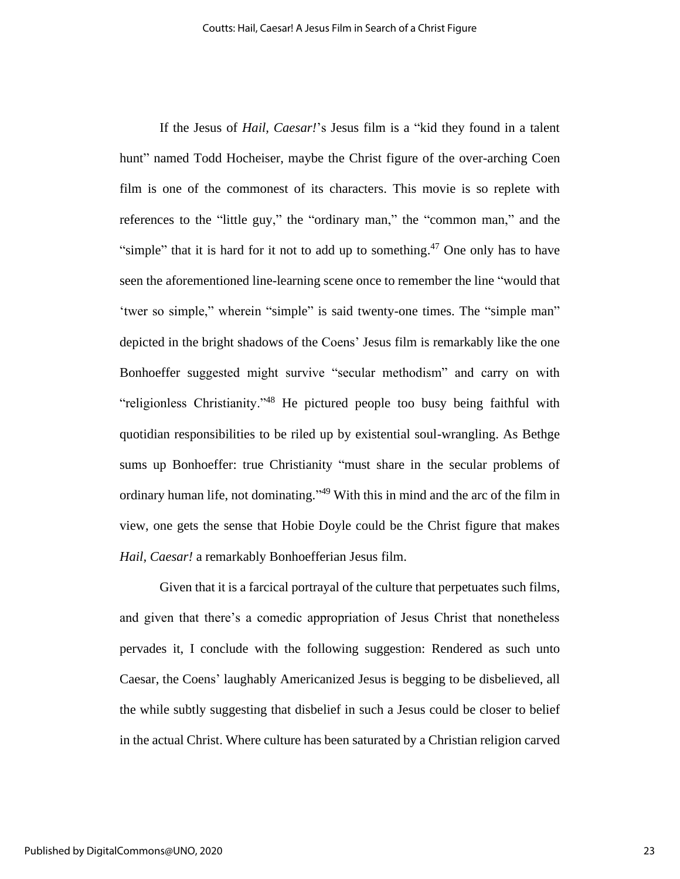If the Jesus of *Hail, Caesar!*'s Jesus film is a "kid they found in a talent hunt" named Todd Hocheiser, maybe the Christ figure of the over-arching Coen film is one of the commonest of its characters. This movie is so replete with references to the "little guy," the "ordinary man," the "common man," and the "simple" that it is hard for it not to add up to something.[47] One only has to have seen the aforementioned line-learning scene once to remember the line "would that 'twer so simple," wherein "simple" is said twenty-one times. The "simple man" depicted in the bright shadows of the Coens' Jesus film is remarkably like the one Bonhoeffer suggested might survive "secular methodism" and carry on with "religionless Christianity."[48] He pictured people too busy being faithful with quotidian responsibilities to be riled up by existential soul-wrangling. As Bethge sums up Bonhoeffer: true Christianity "must share in the secular problems of ordinary human life, not dominating."[49] With this in mind and the arc of the film in view, one gets the sense that Hobie Doyle could be the Christ figure that makes *Hail, Caesar!* a remarkably Bonhoefferian Jesus film.

Given that it is a farcical portrayal of the culture that perpetuates such films, and given that there's a comedic appropriation of Jesus Christ that nonetheless pervades it, I conclude with the following suggestion: Rendered as such unto Caesar, the Coens' laughably Americanized Jesus is begging to be disbelieved, all the while subtly suggesting that disbelief in such a Jesus could be closer to belief in the actual Christ. Where culture has been saturated by a Christian religion carved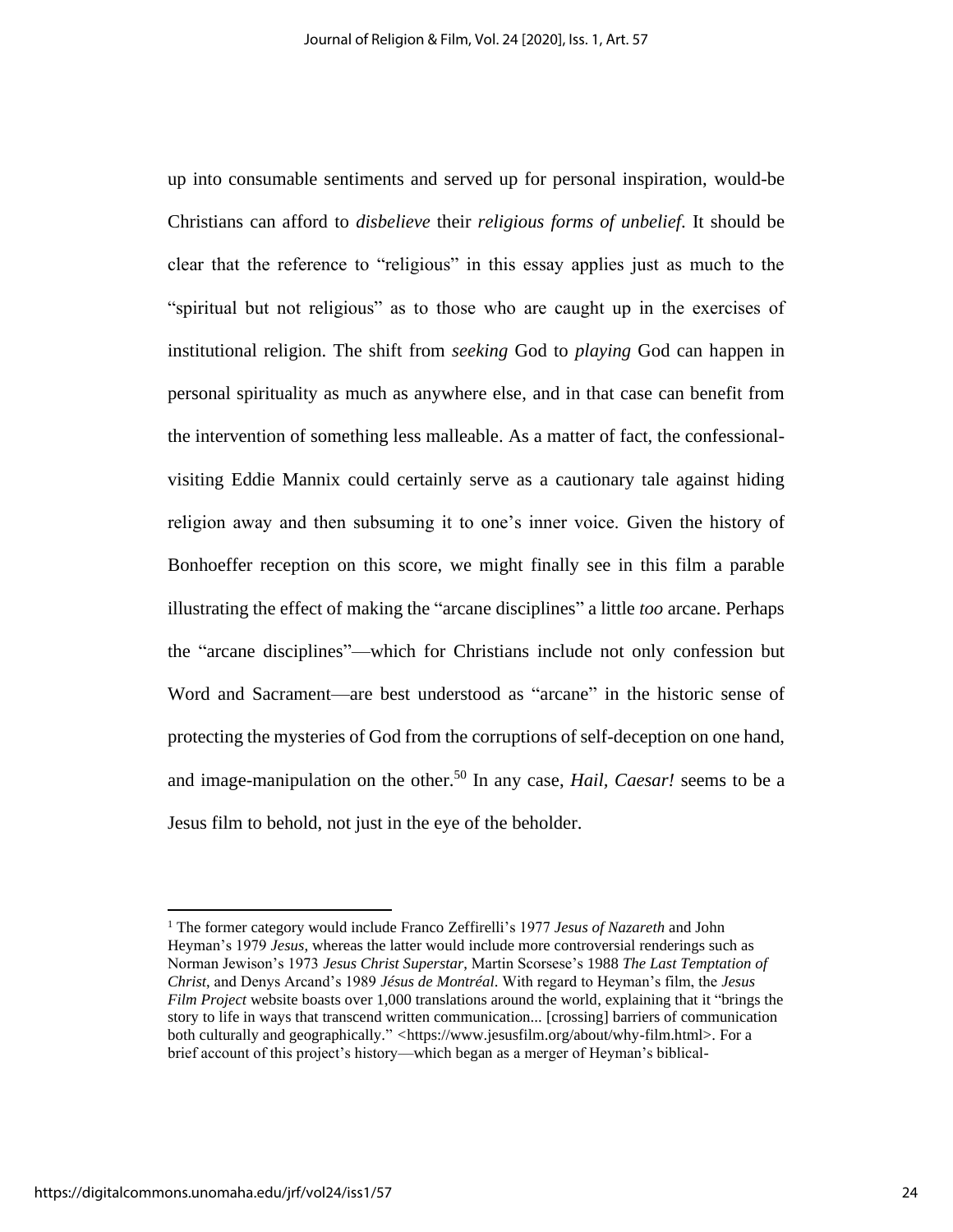up into consumable sentiments and served up for personal inspiration, would-be Christians can afford to *disbelieve* their *religious forms of unbelief*. It should be clear that the reference to "religious" in this essay applies just as much to the "spiritual but not religious" as to those who are caught up in the exercises of institutional religion. The shift from *seeking* God to *playing* God can happen in personal spirituality as much as anywhere else, and in that case can benefit from the intervention of something less malleable. As a matter of fact, the confessional-visiting Eddie Mannix could certainly serve as a cautionary tale against hiding religion away and then subsuming it to one's inner voice. Given the history of Bonhoeffer reception on this score, we might finally see in this film a parable illustrating the effect of making the "arcane disciplines" a little *too* arcane. Perhaps the "arcane disciplines"—which for Christians include not only confession but Word and Sacrament—are best understood as "arcane" in the historic sense of protecting the mysteries of God from the corruptions of self-deception on one hand, and image-manipulation on the other.[50] In any case, *Hail, Caesar!* seems to be a Jesus film to behold, not just in the eye of the beholder.

---

[1] The former category would include Franco Zeffirelli's 1977 *Jesus of Nazareth* and John Heyman's 1979 *Jesus*, whereas the latter would include more controversial renderings such as Norman Jewison's 1973 *Jesus Christ Superstar*, Martin Scorsese's 1988 *The Last Temptation of Christ*, and Denys Arcand's 1989 *Jésus de Montréal*. With regard to Heyman's film, the *Jesus Film Project* website boasts over 1,000 translations around the world, explaining that it "brings the story to life in ways that transcend written communication... [crossing] barriers of communication both culturally and geographically." <https://www.jesusfilm.org/about/why-film.html>. For a brief account of this project's history—which began as a merger of Heyman's biblical-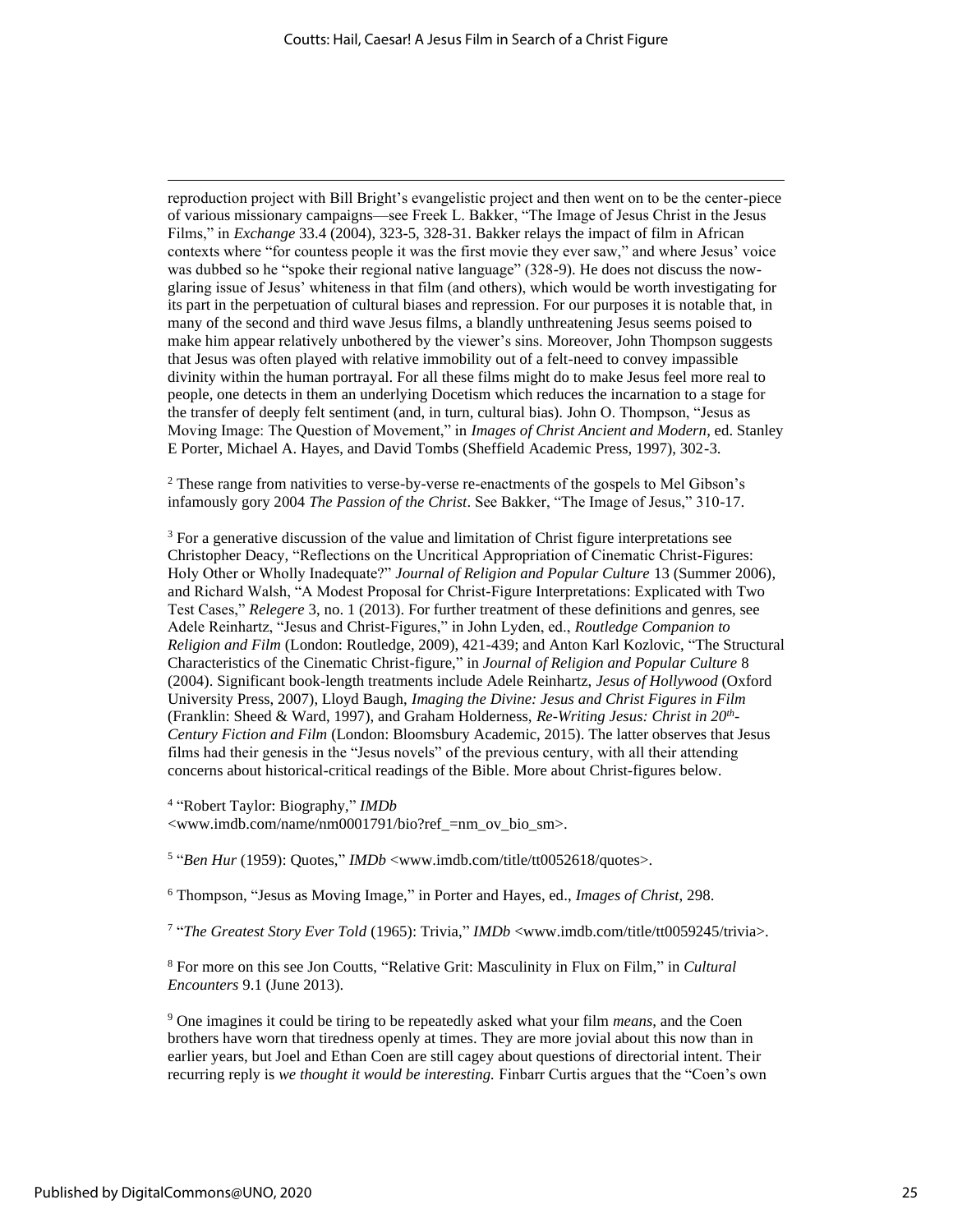reproduction project with Bill Bright's evangelistic project and then went on to be the center-piece of various missionary campaigns—see Freek L. Bakker, "The Image of Jesus Christ in the Jesus Films," in *Exchange* 33.4 (2004), 323-5, 328-31. Bakker relays the impact of film in African contexts where "for countess people it was the first movie they ever saw," and where Jesus' voice was dubbed so he "spoke their regional native language" (328-9). He does not discuss the now-glaring issue of Jesus' whiteness in that film (and others), which would be worth investigating for its part in the perpetuation of cultural biases and repression. For our purposes it is notable that, in many of the second and third wave Jesus films, a blandly unthreatening Jesus seems poised to make him appear relatively unbothered by the viewer's sins. Moreover, John Thompson suggests that Jesus was often played with relative immobility out of a felt-need to convey impassible divinity within the human portrayal. For all these films might do to make Jesus feel more real to people, one detects in them an underlying Docetism which reduces the incarnation to a stage for the transfer of deeply felt sentiment (and, in turn, cultural bias). John O. Thompson, "Jesus as Moving Image: The Question of Movement," in *Images of Christ Ancient and Modern*, ed. Stanley E Porter, Michael A. Hayes, and David Tombs (Sheffield Academic Press, 1997), 302-3.

[2] These range from nativities to verse-by-verse re-enactments of the gospels to Mel Gibson's infamously gory 2004 *The Passion of the Christ*. See Bakker, "The Image of Jesus," 310-17.

[3] For a generative discussion of the value and limitation of Christ figure interpretations see Christopher Deacy, "Reflections on the Uncritical Appropriation of Cinematic Christ-Figures: Holy Other or Wholly Inadequate?" *Journal of Religion and Popular Culture* 13 (Summer 2006), and Richard Walsh, "A Modest Proposal for Christ-Figure Interpretations: Explicated with Two Test Cases," *Relegere* 3, no. 1 (2013). For further treatment of these definitions and genres, see Adele Reinhartz, "Jesus and Christ-Figures," in John Lyden, ed., *Routledge Companion to Religion and Film* (London: Routledge, 2009), 421-439; and Anton Karl Kozlovic, "The Structural Characteristics of the Cinematic Christ-figure," in *Journal of Religion and Popular Culture* 8 (2004). Significant book-length treatments include Adele Reinhartz, *Jesus of Hollywood* (Oxford University Press, 2007), Lloyd Baugh, *Imaging the Divine: Jesus and Christ Figures in Film* (Franklin: Sheed & Ward, 1997), and Graham Holderness, *Re-Writing Jesus: Christ in 20th-Century Fiction and Film* (London: Bloomsbury Academic, 2015). The latter observes that Jesus films had their genesis in the "Jesus novels" of the previous century, with all their attending concerns about historical-critical readings of the Bible. More about Christ-figures below.

[4] "Robert Taylor: Biography," *IMDb* <www.imdb.com/name/nm0001791/bio?ref_=nm_ov_bio_sm>.

[5] "*Ben Hur* (1959): Quotes," *IMDb* <www.imdb.com/title/tt0052618/quotes>.

[6] Thompson, "Jesus as Moving Image," in Porter and Hayes, ed., *Images of Christ*, 298.

[7] "*The Greatest Story Ever Told* (1965): Trivia," *IMDb* <www.imdb.com/title/tt0059245/trivia>.

[8] For more on this see Jon Coutts, "Relative Grit: Masculinity in Flux on Film," in *Cultural Encounters* 9.1 (June 2013).

[9] One imagines it could be tiring to be repeatedly asked what your film *means*, and the Coen brothers have worn that tiredness openly at times. They are more jovial about this now than in earlier years, but Joel and Ethan Coen are still cagey about questions of directorial intent. Their recurring reply is *we thought it would be interesting.* Finbarr Curtis argues that the "Coen's own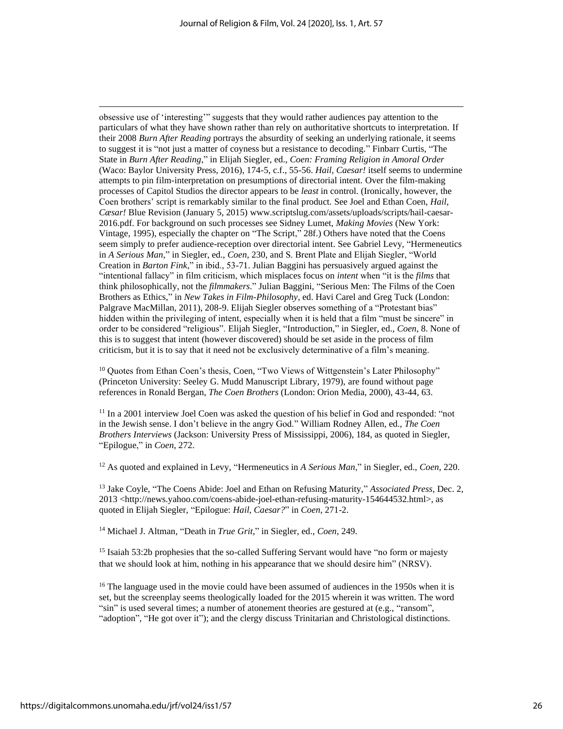obsessive use of 'interesting'" suggests that they would rather audiences pay attention to the particulars of what they have shown rather than rely on authoritative shortcuts to interpretation. If their 2008 *Burn After Reading* portrays the absurdity of seeking an underlying rationale, it seems to suggest it is "not just a matter of coyness but a resistance to decoding." Finbarr Curtis, "The State in *Burn After Reading*," in Elijah Siegler, ed., *Coen: Framing Religion in Amoral Order* (Waco: Baylor University Press, 2016), 174-5, c.f., 55-56. *Hail, Caesar!* itself seems to undermine attempts to pin film-interpretation on presumptions of directorial intent. Over the film-making processes of Capitol Studios the director appears to be *least* in control. (Ironically, however, the Coen brothers' script is remarkably similar to the final product. See Joel and Ethan Coen, *Hail, Cæsar!* Blue Revision (January 5, 2015) www.scriptslug.com/assets/uploads/scripts/hail-caesar-2016.pdf. For background on such processes see Sidney Lumet, *Making Movies* (New York: Vintage, 1995), especially the chapter on "The Script," 28f.) Others have noted that the Coens seem simply to prefer audience-reception over directorial intent. See Gabriel Levy, "Hermeneutics in *A Serious Man*," in Siegler, ed., *Coen*, 230, and S. Brent Plate and Elijah Siegler, "World Creation in *Barton Fink*," in ibid., 53-71. Julian Baggini has persuasively argued against the "intentional fallacy" in film criticism, which misplaces focus on *intent* when "it is the *films* that think philosophically, not the *filmmakers*." Julian Baggini, "Serious Men: The Films of the Coen Brothers as Ethics," in *New Takes in Film-Philosophy*, ed. Havi Carel and Greg Tuck (London: Palgrave MacMillan, 2011), 208-9. Elijah Siegler observes something of a "Protestant bias" hidden within the privileging of intent, especially when it is held that a film "must be sincere" in order to be considered "religious". Elijah Siegler, "Introduction," in Siegler, ed., *Coen*, 8. None of this is to suggest that intent (however discovered) should be set aside in the process of film criticism, but it is to say that it need not be exclusively determinative of a film's meaning.

[10] Quotes from Ethan Coen's thesis, Coen, "Two Views of Wittgenstein's Later Philosophy" (Princeton University: Seeley G. Mudd Manuscript Library, 1979), are found without page references in Ronald Bergan, *The Coen Brothers* (London: Orion Media, 2000), 43-44, 63.

[11] In a 2001 interview Joel Coen was asked the question of his belief in God and responded: "not in the Jewish sense. I don't believe in the angry God." William Rodney Allen, ed., *The Coen Brothers Interviews* (Jackson: University Press of Mississippi, 2006), 184, as quoted in Siegler, "Epilogue," in *Coen*, 272.

[12] As quoted and explained in Levy, "Hermeneutics in *A Serious Man*," in Siegler, ed., *Coen*, 220.

[13] Jake Coyle, "The Coens Abide: Joel and Ethan on Refusing Maturity," *Associated Press*, Dec. 2, 2013 <http://news.yahoo.com/coens-abide-joel-ethan-refusing-maturity-154644532.html>, as quoted in Elijah Siegler, "Epilogue: *Hail, Caesar?*" in *Coen*, 271-2.

[14] Michael J. Altman, "Death in *True Grit*," in Siegler, ed., *Coen*, 249.

[15] Isaiah 53:2b prophesies that the so-called Suffering Servant would have "no form or majesty that we should look at him, nothing in his appearance that we should desire him" (NRSV).

[16] The language used in the movie could have been assumed of audiences in the 1950s when it is set, but the screenplay seems theologically loaded for the 2015 wherein it was written. The word "sin" is used several times; a number of atonement theories are gestured at (e.g., "ransom", "adoption", "He got over it"); and the clergy discuss Trinitarian and Christological distinctions.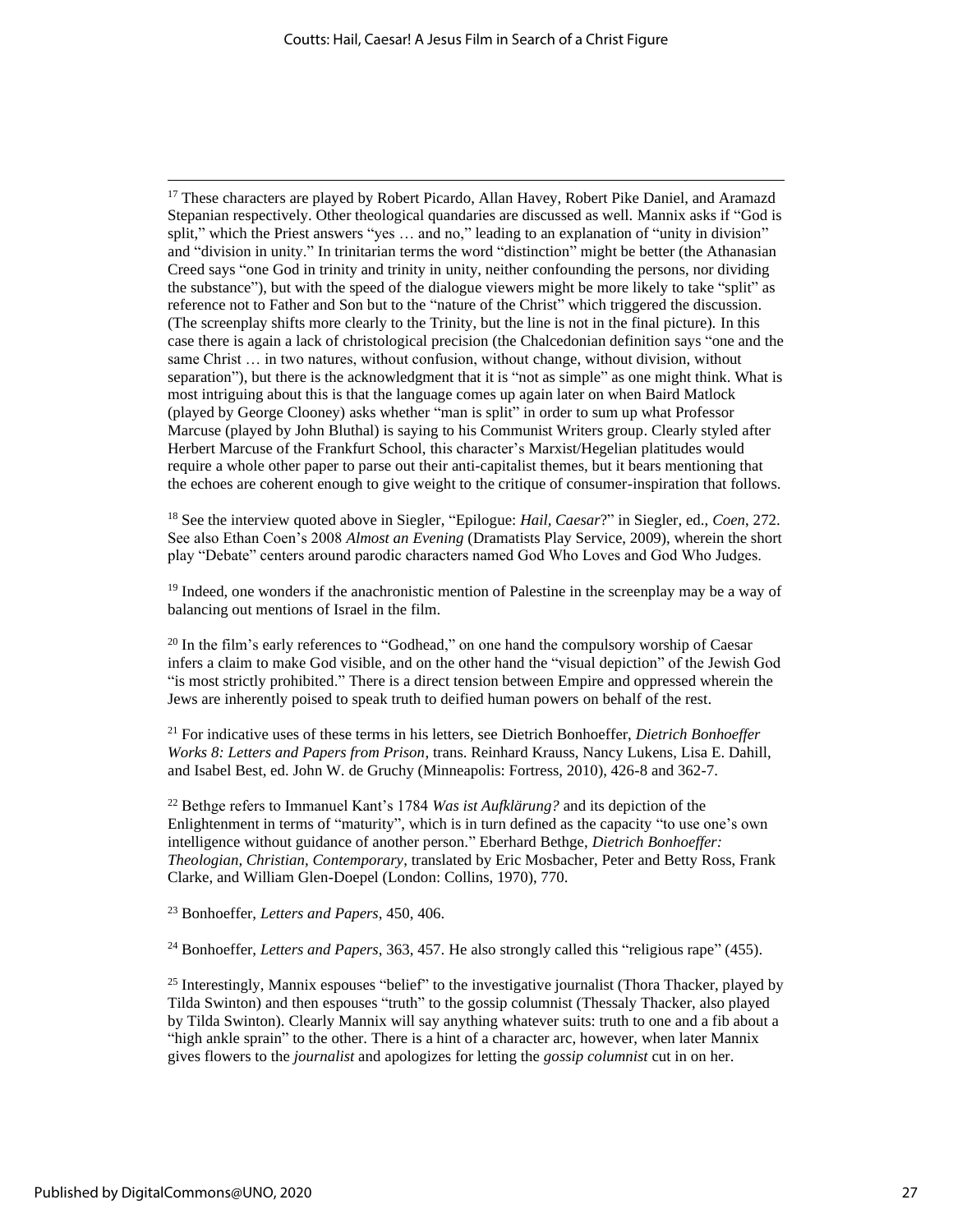[17] These characters are played by Robert Picardo, Allan Havey, Robert Pike Daniel, and Aramazd Stepanian respectively. Other theological quandaries are discussed as well. Mannix asks if "God is split," which the Priest answers "yes … and no," leading to an explanation of "unity in division" and "division in unity." In trinitarian terms the word "distinction" might be better (the Athanasian Creed says "one God in trinity and trinity in unity, neither confounding the persons, nor dividing the substance"), but with the speed of the dialogue viewers might be more likely to take "split" as reference not to Father and Son but to the "nature of the Christ" which triggered the discussion. (The screenplay shifts more clearly to the Trinity, but the line is not in the final picture). In this case there is again a lack of christological precision (the Chalcedonian definition says "one and the same Christ … in two natures, without confusion, without change, without division, without separation"), but there is the acknowledgment that it is "not as simple" as one might think. What is most intriguing about this is that the language comes up again later on when Baird Matlock (played by George Clooney) asks whether "man is split" in order to sum up what Professor Marcuse (played by John Bluthal) is saying to his Communist Writers group. Clearly styled after Herbert Marcuse of the Frankfurt School, this character's Marxist/Hegelian platitudes would require a whole other paper to parse out their anti-capitalist themes, but it bears mentioning that the echoes are coherent enough to give weight to the critique of consumer-inspiration that follows.

[18] See the interview quoted above in Siegler, "Epilogue: *Hail, Caesar*?" in Siegler, ed., *Coen*, 272. See also Ethan Coen's 2008 *Almost an Evening* (Dramatists Play Service, 2009), wherein the short play "Debate" centers around parodic characters named God Who Loves and God Who Judges.

[19] Indeed, one wonders if the anachronistic mention of Palestine in the screenplay may be a way of balancing out mentions of Israel in the film.

[20] In the film's early references to "Godhead," on one hand the compulsory worship of Caesar infers a claim to make God visible, and on the other hand the "visual depiction" of the Jewish God "is most strictly prohibited." There is a direct tension between Empire and oppressed wherein the Jews are inherently poised to speak truth to deified human powers on behalf of the rest.

[21] For indicative uses of these terms in his letters, see Dietrich Bonhoeffer, *Dietrich Bonhoeffer Works 8: Letters and Papers from Prison*, trans. Reinhard Krauss, Nancy Lukens, Lisa E. Dahill, and Isabel Best, ed. John W. de Gruchy (Minneapolis: Fortress, 2010), 426-8 and 362-7.

[22] Bethge refers to Immanuel Kant's 1784 *Was ist Aufklärung?* and its depiction of the Enlightenment in terms of "maturity", which is in turn defined as the capacity "to use one's own intelligence without guidance of another person." Eberhard Bethge, *Dietrich Bonhoeffer: Theologian, Christian, Contemporary*, translated by Eric Mosbacher, Peter and Betty Ross, Frank Clarke, and William Glen-Doepel (London: Collins, 1970), 770.

[23] Bonhoeffer, *Letters and Papers*, 450, 406.

[24] Bonhoeffer, *Letters and Papers*, 363, 457. He also strongly called this "religious rape" (455).

[25] Interestingly, Mannix espouses "belief" to the investigative journalist (Thora Thacker, played by Tilda Swinton) and then espouses "truth" to the gossip columnist (Thessaly Thacker, also played by Tilda Swinton). Clearly Mannix will say anything whatever suits: truth to one and a fib about a "high ankle sprain" to the other. There is a hint of a character arc, however, when later Mannix gives flowers to the *journalist* and apologizes for letting the *gossip columnist* cut in on her.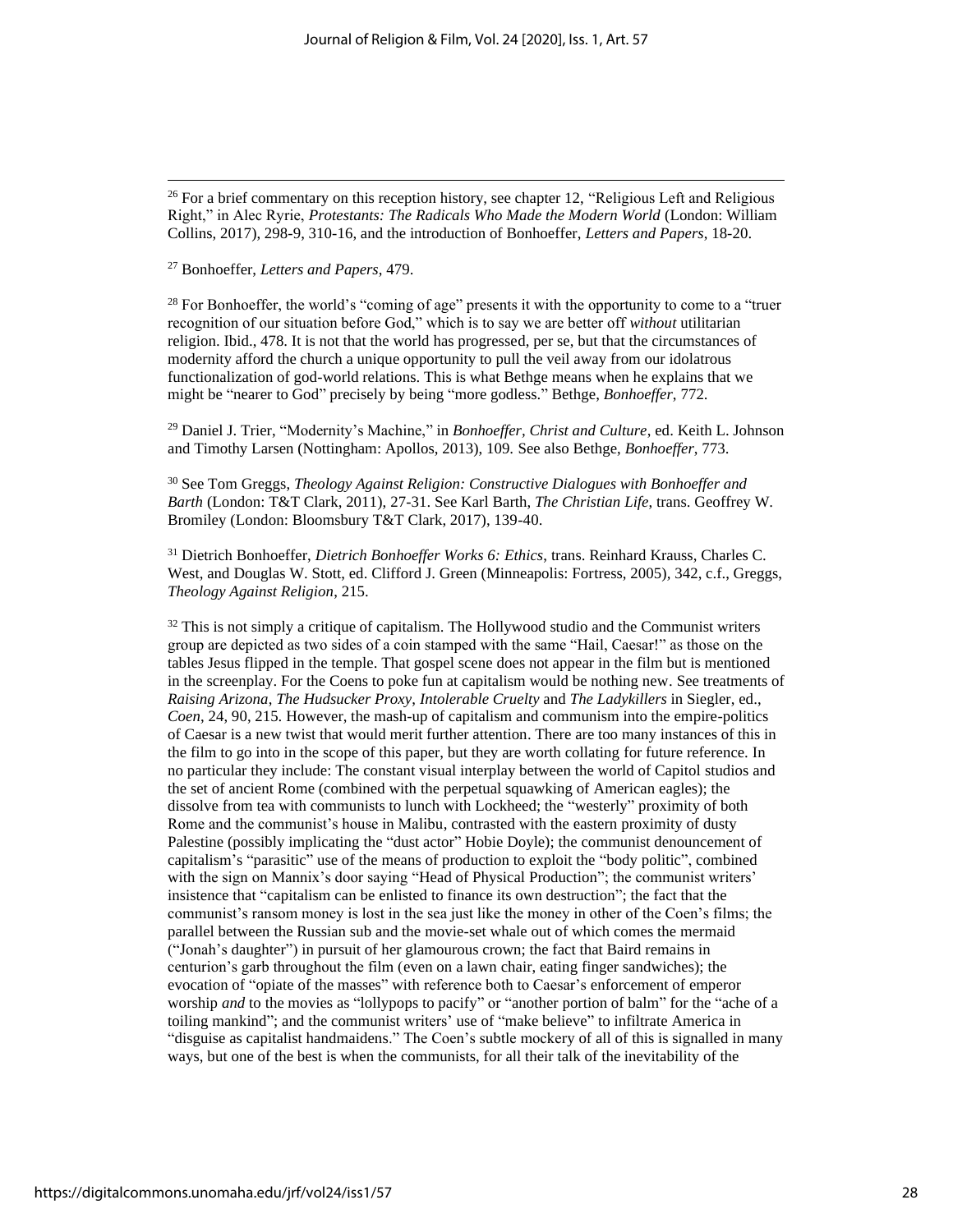[26] For a brief commentary on this reception history, see chapter 12, "Religious Left and Religious Right," in Alec Ryrie, *Protestants: The Radicals Who Made the Modern World* (London: William Collins, 2017), 298-9, 310-16, and the introduction of Bonhoeffer, *Letters and Papers*, 18-20.

[27] Bonhoeffer, *Letters and Papers*, 479.

[28] For Bonhoeffer, the world's "coming of age" presents it with the opportunity to come to a "truer recognition of our situation before God," which is to say we are better off *without* utilitarian religion. Ibid., 478. It is not that the world has progressed, per se, but that the circumstances of modernity afford the church a unique opportunity to pull the veil away from our idolatrous functionalization of god-world relations. This is what Bethge means when he explains that we might be "nearer to God" precisely by being "more godless." Bethge, *Bonhoeffer*, 772.

[29] Daniel J. Trier, "Modernity's Machine," in *Bonhoeffer, Christ and Culture*, ed. Keith L. Johnson and Timothy Larsen (Nottingham: Apollos, 2013), 109. See also Bethge, *Bonhoeffer*, 773.

[30] See Tom Greggs, *Theology Against Religion: Constructive Dialogues with Bonhoeffer and Barth* (London: T&T Clark, 2011), 27-31. See Karl Barth, *The Christian Life*, trans. Geoffrey W. Bromiley (London: Bloomsbury T&T Clark, 2017), 139-40.

[31] Dietrich Bonhoeffer, *Dietrich Bonhoeffer Works 6: Ethics*, trans. Reinhard Krauss, Charles C. West, and Douglas W. Stott, ed. Clifford J. Green (Minneapolis: Fortress, 2005), 342, c.f., Greggs, *Theology Against Religion*, 215.

[32] This is not simply a critique of capitalism. The Hollywood studio and the Communist writers group are depicted as two sides of a coin stamped with the same "Hail, Caesar!" as those on the tables Jesus flipped in the temple. That gospel scene does not appear in the film but is mentioned in the screenplay. For the Coens to poke fun at capitalism would be nothing new. See treatments of *Raising Arizona*, *The Hudsucker Proxy*, *Intolerable Cruelty* and *The Ladykillers* in Siegler, ed., *Coen*, 24, 90, 215. However, the mash-up of capitalism and communism into the empire-politics of Caesar is a new twist that would merit further attention. There are too many instances of this in the film to go into in the scope of this paper, but they are worth collating for future reference. In no particular they include: The constant visual interplay between the world of Capitol studios and the set of ancient Rome (combined with the perpetual squawking of American eagles); the dissolve from tea with communists to lunch with Lockheed; the "westerly" proximity of both Rome and the communist's house in Malibu, contrasted with the eastern proximity of dusty Palestine (possibly implicating the "dust actor" Hobie Doyle); the communist denouncement of capitalism's "parasitic" use of the means of production to exploit the "body politic", combined with the sign on Mannix's door saying "Head of Physical Production"; the communist writers' insistence that "capitalism can be enlisted to finance its own destruction"; the fact that the communist's ransom money is lost in the sea just like the money in other of the Coen's films; the parallel between the Russian sub and the movie-set whale out of which comes the mermaid ("Jonah's daughter") in pursuit of her glamourous crown; the fact that Baird remains in centurion's garb throughout the film (even on a lawn chair, eating finger sandwiches); the evocation of "opiate of the masses" with reference both to Caesar's enforcement of emperor worship *and* to the movies as "lollypops to pacify" or "another portion of balm" for the "ache of a toiling mankind"; and the communist writers' use of "make believe" to infiltrate America in "disguise as capitalist handmaidens." The Coen's subtle mockery of all of this is signalled in many ways, but one of the best is when the communists, for all their talk of the inevitability of the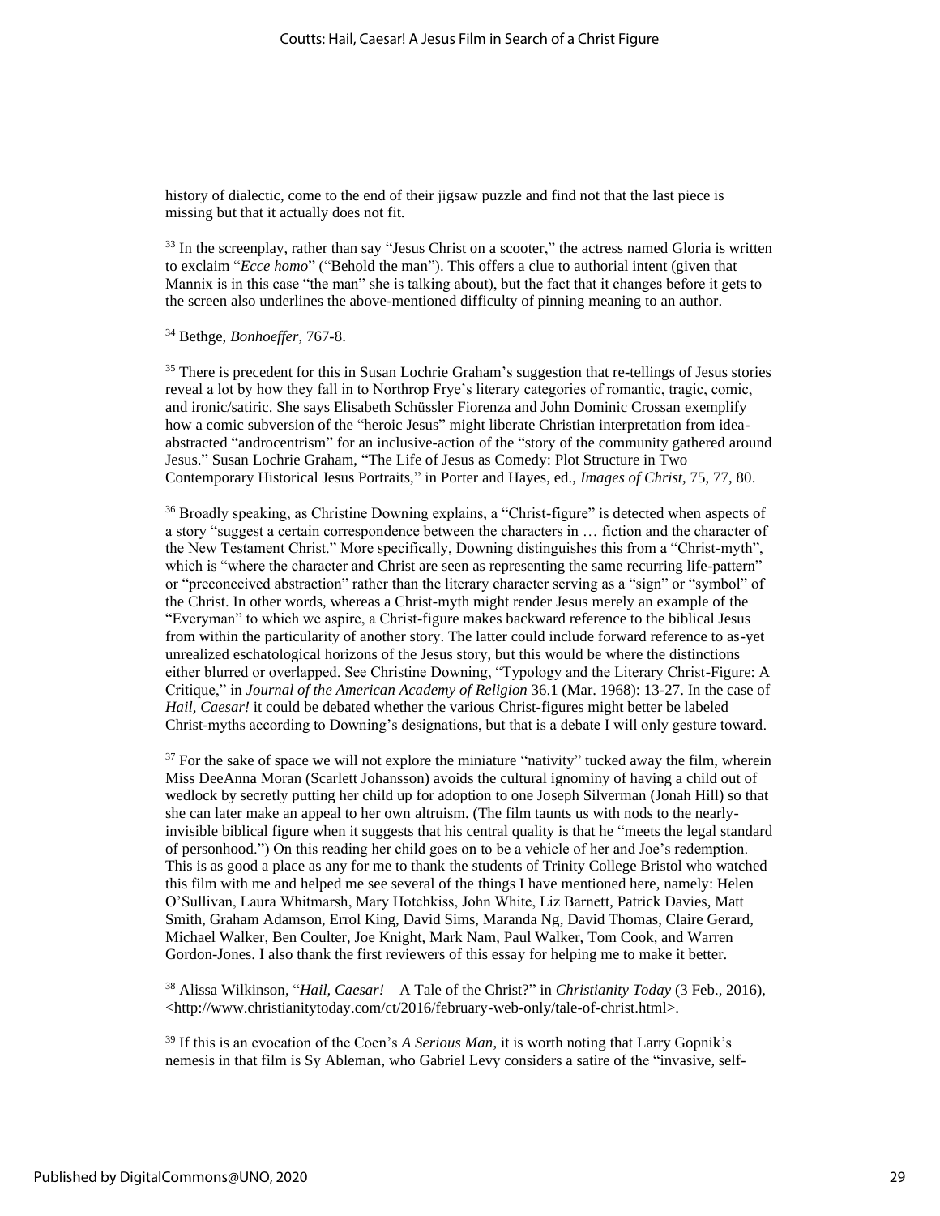history of dialectic, come to the end of their jigsaw puzzle and find not that the last piece is missing but that it actually does not fit.

[33] In the screenplay, rather than say "Jesus Christ on a scooter," the actress named Gloria is written to exclaim "*Ecce homo*" ("Behold the man"). This offers a clue to authorial intent (given that Mannix is in this case "the man" she is talking about), but the fact that it changes before it gets to the screen also underlines the above-mentioned difficulty of pinning meaning to an author.

[34] Bethge, *Bonhoeffer*, 767-8.

[35] There is precedent for this in Susan Lochrie Graham's suggestion that re-tellings of Jesus stories reveal a lot by how they fall in to Northrop Frye's literary categories of romantic, tragic, comic, and ironic/satiric. She says Elisabeth Schüssler Fiorenza and John Dominic Crossan exemplify how a comic subversion of the "heroic Jesus" might liberate Christian interpretation from idea-abstracted "androcentrism" for an inclusive-action of the "story of the community gathered around Jesus." Susan Lochrie Graham, "The Life of Jesus as Comedy: Plot Structure in Two Contemporary Historical Jesus Portraits," in Porter and Hayes, ed., *Images of Christ*, 75, 77, 80.

[36] Broadly speaking, as Christine Downing explains, a "Christ-figure" is detected when aspects of a story "suggest a certain correspondence between the characters in … fiction and the character of the New Testament Christ." More specifically, Downing distinguishes this from a "Christ-myth", which is "where the character and Christ are seen as representing the same recurring life-pattern" or "preconceived abstraction" rather than the literary character serving as a "sign" or "symbol" of the Christ. In other words, whereas a Christ-myth might render Jesus merely an example of the "Everyman" to which we aspire, a Christ-figure makes backward reference to the biblical Jesus from within the particularity of another story. The latter could include forward reference to as-yet unrealized eschatological horizons of the Jesus story, but this would be where the distinctions either blurred or overlapped. See Christine Downing, "Typology and the Literary Christ-Figure: A Critique," in *Journal of the American Academy of Religion* 36.1 (Mar. 1968): 13-27. In the case of *Hail, Caesar!* it could be debated whether the various Christ-figures might better be labeled Christ-myths according to Downing's designations, but that is a debate I will only gesture toward.

[37] For the sake of space we will not explore the miniature "nativity" tucked away the film, wherein Miss DeeAnna Moran (Scarlett Johansson) avoids the cultural ignominy of having a child out of wedlock by secretly putting her child up for adoption to one Joseph Silverman (Jonah Hill) so that she can later make an appeal to her own altruism. (The film taunts us with nods to the nearly-invisible biblical figure when it suggests that his central quality is that he "meets the legal standard of personhood.") On this reading her child goes on to be a vehicle of her and Joe's redemption. This is as good a place as any for me to thank the students of Trinity College Bristol who watched this film with me and helped me see several of the things I have mentioned here, namely: Helen O'Sullivan, Laura Whitmarsh, Mary Hotchkiss, John White, Liz Barnett, Patrick Davies, Matt Smith, Graham Adamson, Errol King, David Sims, Maranda Ng, David Thomas, Claire Gerard, Michael Walker, Ben Coulter, Joe Knight, Mark Nam, Paul Walker, Tom Cook, and Warren Gordon-Jones. I also thank the first reviewers of this essay for helping me to make it better.

[38] Alissa Wilkinson, "*Hail, Caesar!*—A Tale of the Christ?" in *Christianity Today* (3 Feb., 2016), <http://www.christianitytoday.com/ct/2016/february-web-only/tale-of-christ.html>.

[39] If this is an evocation of the Coen's *A Serious Man*, it is worth noting that Larry Gopnik's nemesis in that film is Sy Ableman, who Gabriel Levy considers a satire of the "invasive, self-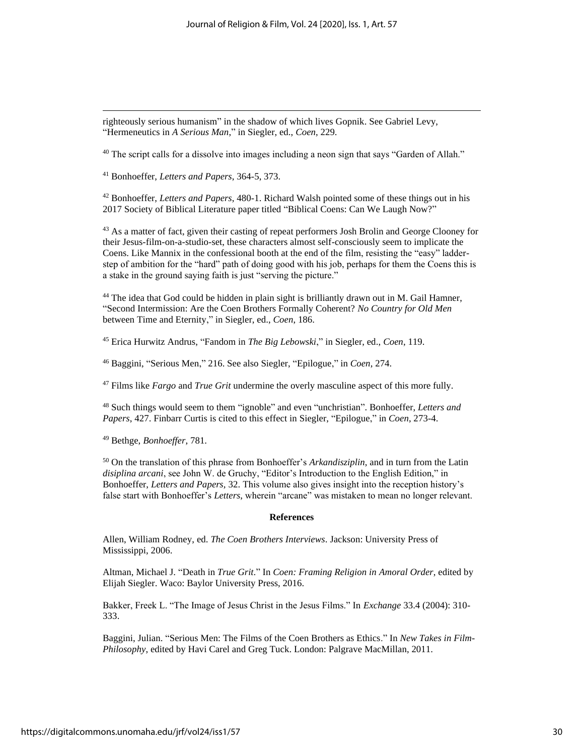righteously serious humanism" in the shadow of which lives Gopnik. See Gabriel Levy, "Hermeneutics in *A Serious Man*," in Siegler, ed., *Coen*, 229.

[40] The script calls for a dissolve into images including a neon sign that says "Garden of Allah."

[41] Bonhoeffer, *Letters and Papers*, 364-5, 373.

[42] Bonhoeffer, *Letters and Papers*, 480-1. Richard Walsh pointed some of these things out in his 2017 Society of Biblical Literature paper titled "Biblical Coens: Can We Laugh Now?"

[43] As a matter of fact, given their casting of repeat performers Josh Brolin and George Clooney for their Jesus-film-on-a-studio-set, these characters almost self-consciously seem to implicate the Coens. Like Mannix in the confessional booth at the end of the film, resisting the "easy" ladder-step of ambition for the "hard" path of doing good with his job, perhaps for them the Coens this is a stake in the ground saying faith is just "serving the picture."

[44] The idea that God could be hidden in plain sight is brilliantly drawn out in M. Gail Hamner, "Second Intermission: Are the Coen Brothers Formally Coherent? *No Country for Old Men* between Time and Eternity," in Siegler, ed., *Coen*, 186.

[45] Erica Hurwitz Andrus, "Fandom in *The Big Lebowski*," in Siegler, ed., *Coen*, 119.

[46] Baggini, "Serious Men," 216. See also Siegler, "Epilogue," in *Coen*, 274.

[47] Films like *Fargo* and *True Grit* undermine the overly masculine aspect of this more fully.

[48] Such things would seem to them "ignoble" and even "unchristian". Bonhoeffer, *Letters and Papers*, 427. Finbarr Curtis is cited to this effect in Siegler, "Epilogue," in *Coen*, 273-4.

[49] Bethge, *Bonhoeffer*, 781.

[50] On the translation of this phrase from Bonhoeffer's *Arkandisziplin*, and in turn from the Latin *disiplina arcani*, see John W. de Gruchy, "Editor's Introduction to the English Edition," in Bonhoeffer, *Letters and Papers*, 32. This volume also gives insight into the reception history's false start with Bonhoeffer's *Letters*, wherein "arcane" was mistaken to mean no longer relevant.

## References

Allen, William Rodney, ed. *The Coen Brothers Interviews*. Jackson: University Press of Mississippi, 2006.

Altman, Michael J. "Death in *True Grit*." In *Coen: Framing Religion in Amoral Order*, edited by Elijah Siegler. Waco: Baylor University Press, 2016.

Bakker, Freek L. "The Image of Jesus Christ in the Jesus Films." In *Exchange* 33.4 (2004): 310-333.

Baggini, Julian. "Serious Men: The Films of the Coen Brothers as Ethics." In *New Takes in Film-Philosophy*, edited by Havi Carel and Greg Tuck. London: Palgrave MacMillan, 2011.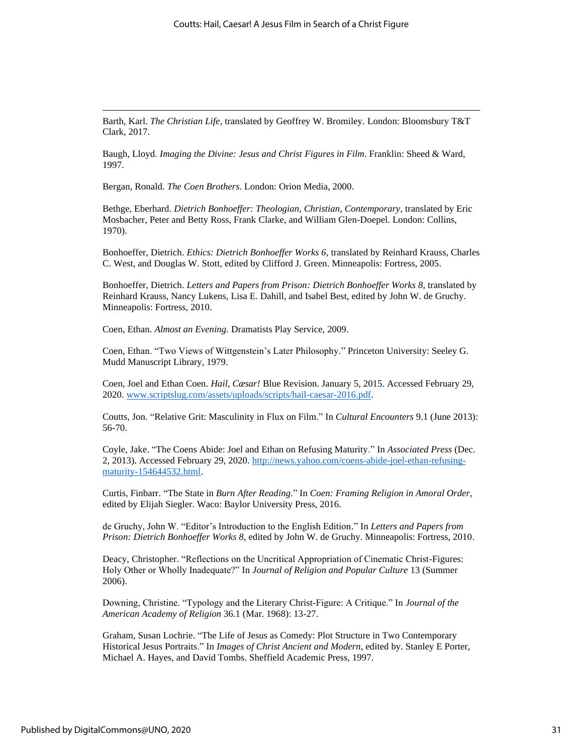Barth, Karl. *The Christian Life*, translated by Geoffrey W. Bromiley. London: Bloomsbury T&T Clark, 2017.

Baugh, Lloyd. *Imaging the Divine: Jesus and Christ Figures in Film*. Franklin: Sheed & Ward, 1997.

Bergan, Ronald. *The Coen Brothers*. London: Orion Media, 2000.

Bethge, Eberhard. *Dietrich Bonhoeffer: Theologian, Christian, Contemporary*, translated by Eric Mosbacher, Peter and Betty Ross, Frank Clarke, and William Glen-Doepel. London: Collins, 1970).

Bonhoeffer, Dietrich. *Ethics: Dietrich Bonhoeffer Works 6*, translated by Reinhard Krauss, Charles C. West, and Douglas W. Stott, edited by Clifford J. Green. Minneapolis: Fortress, 2005.

Bonhoeffer, Dietrich. *Letters and Papers from Prison: Dietrich Bonhoeffer Works 8*, translated by Reinhard Krauss, Nancy Lukens, Lisa E. Dahill, and Isabel Best, edited by John W. de Gruchy. Minneapolis: Fortress, 2010.

Coen, Ethan. *Almost an Evening.* Dramatists Play Service, 2009.

Coen, Ethan. "Two Views of Wittgenstein's Later Philosophy." Princeton University: Seeley G. Mudd Manuscript Library, 1979.

Coen, Joel and Ethan Coen. *Hail, Cæsar!* Blue Revision. January 5, 2015. Accessed February 29, 2020. [www.scriptslug.com/assets/uploads/scripts/hail-caesar-2016.pdf](www.scriptslug.com/assets/uploads/scripts/hail-caesar-2016.pdf).

Coutts, Jon. "Relative Grit: Masculinity in Flux on Film." In *Cultural Encounters* 9.1 (June 2013): 56-70.

Coyle, Jake. "The Coens Abide: Joel and Ethan on Refusing Maturity." In *Associated Press* (Dec. 2, 2013). Accessed February 29, 2020. [http://news.yahoo.com/coens-abide-joel-ethan-refusing-maturity-154644532.html](http://news.yahoo.com/coens-abide-joel-ethan-refusing-maturity-154644532.html).

Curtis, Finbarr. "The State in *Burn After Reading*." In *Coen: Framing Religion in Amoral Order*, edited by Elijah Siegler. Waco: Baylor University Press, 2016.

de Gruchy, John W. "Editor's Introduction to the English Edition." In *Letters and Papers from Prison: Dietrich Bonhoeffer Works 8*, edited by John W. de Gruchy. Minneapolis: Fortress, 2010.

Deacy, Christopher. "Reflections on the Uncritical Appropriation of Cinematic Christ-Figures: Holy Other or Wholly Inadequate?" In *Journal of Religion and Popular Culture* 13 (Summer 2006).

Downing, Christine. "Typology and the Literary Christ-Figure: A Critique." In *Journal of the American Academy of Religion* 36.1 (Mar. 1968): 13-27.

Graham, Susan Lochrie. "The Life of Jesus as Comedy: Plot Structure in Two Contemporary Historical Jesus Portraits." In *Images of Christ Ancient and Modern*, edited by. Stanley E Porter, Michael A. Hayes, and David Tombs. Sheffield Academic Press, 1997.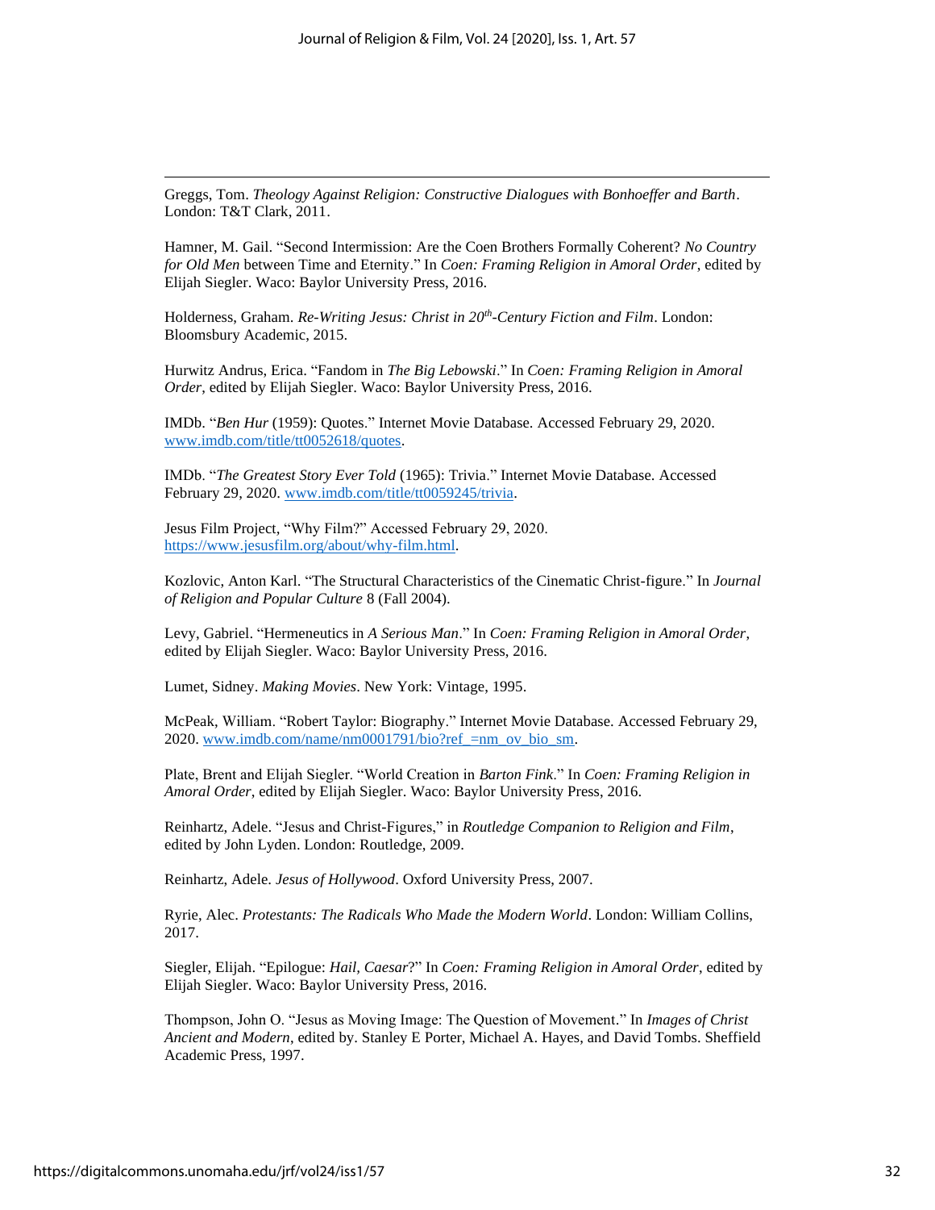Greggs, Tom. *Theology Against Religion: Constructive Dialogues with Bonhoeffer and Barth*. London: T&T Clark, 2011.

Hamner, M. Gail. "Second Intermission: Are the Coen Brothers Formally Coherent? *No Country for Old Men* between Time and Eternity." In *Coen: Framing Religion in Amoral Order*, edited by Elijah Siegler. Waco: Baylor University Press, 2016.

Holderness, Graham. *Re-Writing Jesus: Christ in 20th-Century Fiction and Film*. London: Bloomsbury Academic, 2015.

Hurwitz Andrus, Erica. "Fandom in *The Big Lebowski*." In *Coen: Framing Religion in Amoral Order*, edited by Elijah Siegler. Waco: Baylor University Press, 2016.

IMDb. "*Ben Hur* (1959): Quotes." Internet Movie Database. Accessed February 29, 2020. www.imdb.com/title/tt0052618/quotes.

IMDb. "*The Greatest Story Ever Told* (1965): Trivia." Internet Movie Database. Accessed February 29, 2020. www.imdb.com/title/tt0059245/trivia.

Jesus Film Project, "Why Film?" Accessed February 29, 2020. https://www.jesusfilm.org/about/why-film.html.

Kozlovic, Anton Karl. "The Structural Characteristics of the Cinematic Christ-figure." In *Journal of Religion and Popular Culture* 8 (Fall 2004).

Levy, Gabriel. "Hermeneutics in *A Serious Man*." In *Coen: Framing Religion in Amoral Order*, edited by Elijah Siegler. Waco: Baylor University Press, 2016.

Lumet, Sidney. *Making Movies*. New York: Vintage, 1995.

McPeak, William. "Robert Taylor: Biography." Internet Movie Database. Accessed February 29, 2020. www.imdb.com/name/nm0001791/bio?ref_=nm_ov_bio_sm.

Plate, Brent and Elijah Siegler. "World Creation in *Barton Fink*." In *Coen: Framing Religion in Amoral Order*, edited by Elijah Siegler. Waco: Baylor University Press, 2016.

Reinhartz, Adele. "Jesus and Christ-Figures," in *Routledge Companion to Religion and Film*, edited by John Lyden. London: Routledge, 2009.

Reinhartz, Adele. *Jesus of Hollywood*. Oxford University Press, 2007.

Ryrie, Alec. *Protestants: The Radicals Who Made the Modern World*. London: William Collins, 2017.

Siegler, Elijah. "Epilogue: *Hail, Caesar*?" In *Coen: Framing Religion in Amoral Order*, edited by Elijah Siegler. Waco: Baylor University Press, 2016.

Thompson, John O. "Jesus as Moving Image: The Question of Movement." In *Images of Christ Ancient and Modern*, edited by. Stanley E Porter, Michael A. Hayes, and David Tombs. Sheffield Academic Press, 1997.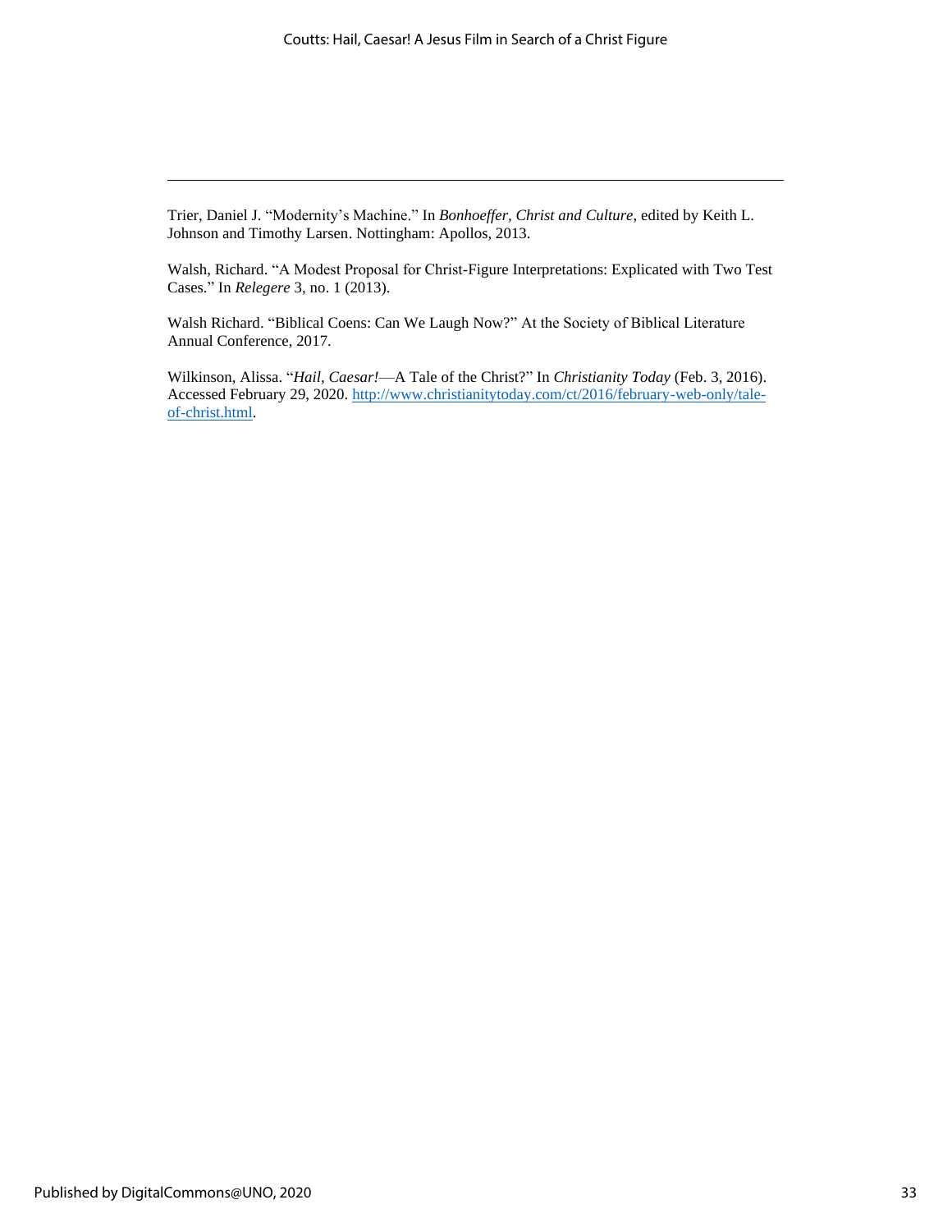Trier, Daniel J. "Modernity's Machine." In *Bonhoeffer, Christ and Culture*, edited by Keith L. Johnson and Timothy Larsen. Nottingham: Apollos, 2013.

Walsh, Richard. "A Modest Proposal for Christ-Figure Interpretations: Explicated with Two Test Cases." In *Relegere* 3, no. 1 (2013).

Walsh Richard. "Biblical Coens: Can We Laugh Now?" At the Society of Biblical Literature Annual Conference, 2017.

Wilkinson, Alissa. "*Hail, Caesar!*—A Tale of the Christ?" In *Christianity Today* (Feb. 3, 2016). Accessed February 29, 2020. http://www.christianitytoday.com/ct/2016/february-web-only/tale-of-christ.html.